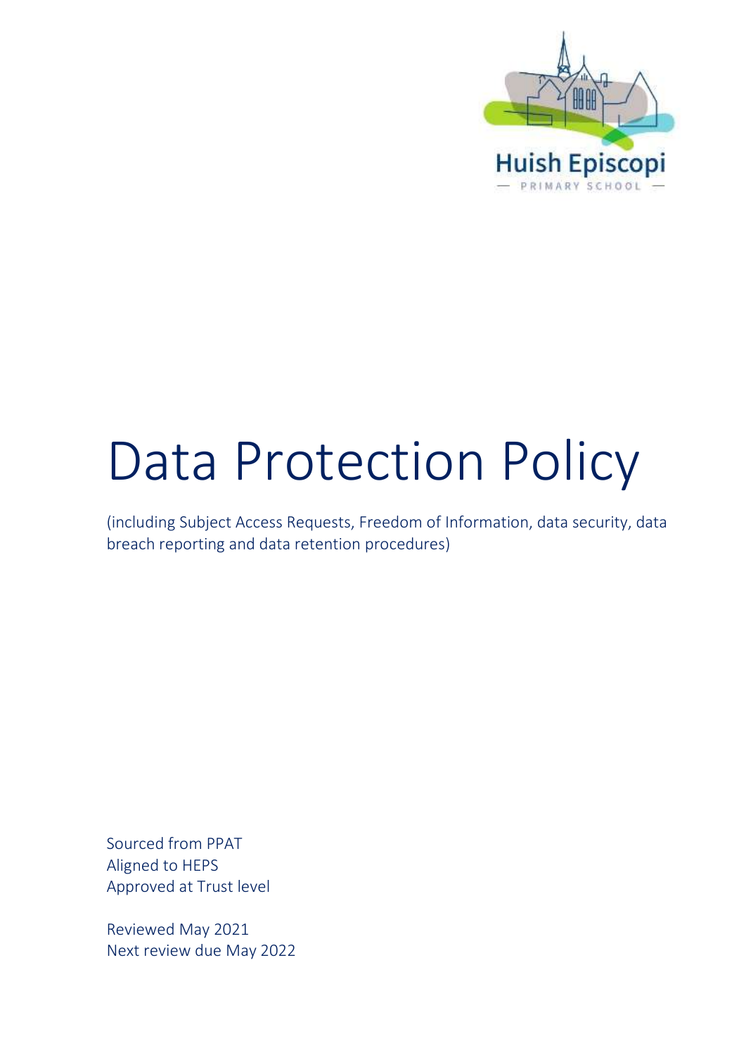Huish Episcopi

— PRIMARY SCHOOL —

# Data Protection Policy

(including Subject Access Requests, Freedom of Information, data security, data breach reporting and data retention procedures)

Sourced from PPAT
Aligned to HEPS
Approved at Trust level

Reviewed May 2021
Next review due May 2022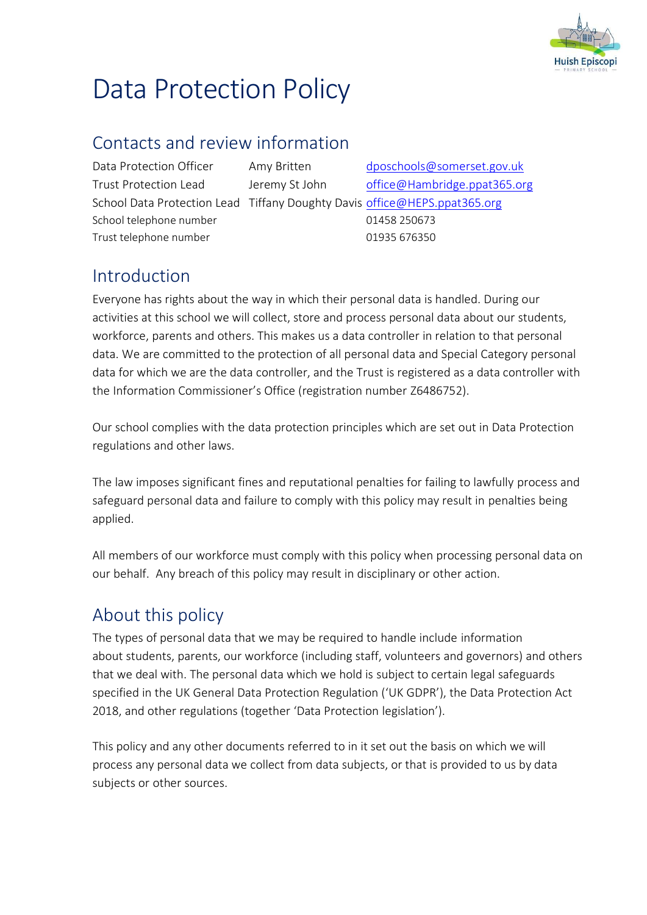# Data Protection Policy

## Contacts and review information

| | | |
|---|---|---|
| Data Protection Officer | Amy Britten | dposchools@somerset.gov.uk |
| Trust Protection Lead | Jeremy St John | office@Hambridge.ppat365.org |
| School Data Protection Lead | Tiffany Doughty Davis | office@HEPS.ppat365.org |
| School telephone number | | 01458 250673 |
| Trust telephone number | | 01935 676350 |

## Introduction

Everyone has rights about the way in which their personal data is handled. During our activities at this school we will collect, store and process personal data about our students, workforce, parents and others. This makes us a data controller in relation to that personal data. We are committed to the protection of all personal data and Special Category personal data for which we are the data controller, and the Trust is registered as a data controller with the Information Commissioner's Office (registration number Z6486752).

Our school complies with the data protection principles which are set out in Data Protection regulations and other laws.

The law imposes significant fines and reputational penalties for failing to lawfully process and safeguard personal data and failure to comply with this policy may result in penalties being applied.

All members of our workforce must comply with this policy when processing personal data on our behalf. Any breach of this policy may result in disciplinary or other action.

## About this policy

The types of personal data that we may be required to handle include information about students, parents, our workforce (including staff, volunteers and governors) and others that we deal with. The personal data which we hold is subject to certain legal safeguards specified in the UK General Data Protection Regulation ('UK GDPR'), the Data Protection Act 2018, and other regulations (together 'Data Protection legislation').

This policy and any other documents referred to in it set out the basis on which we will process any personal data we collect from data subjects, or that is provided to us by data subjects or other sources.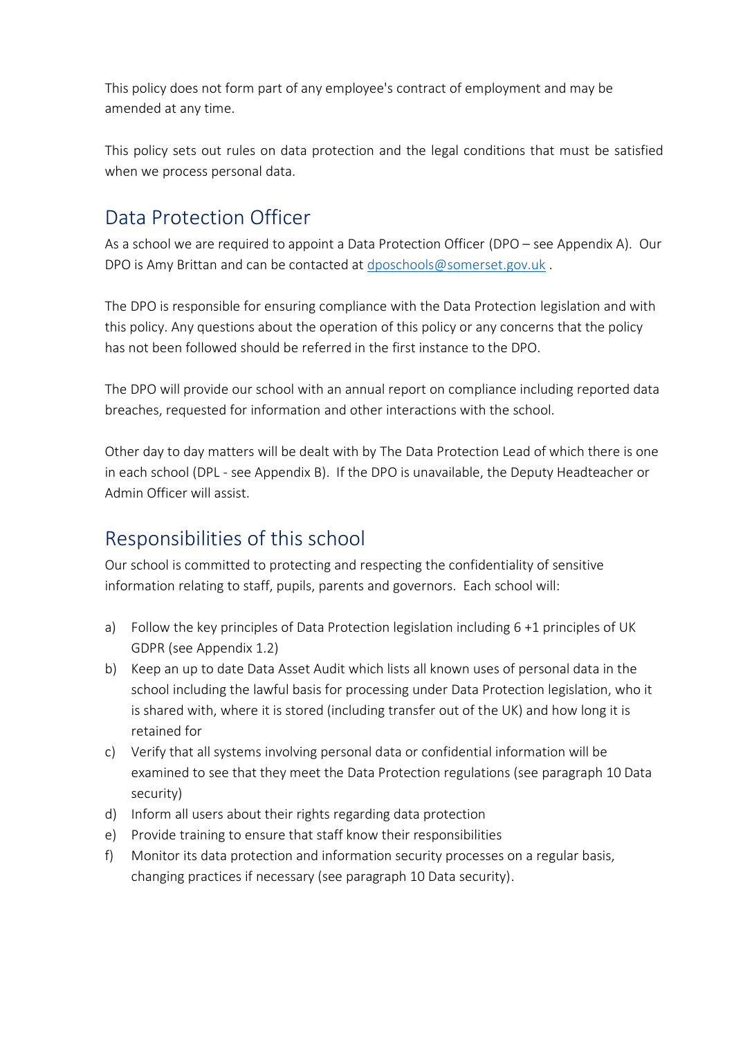This policy does not form part of any employee's contract of employment and may be amended at any time.

This policy sets out rules on data protection and the legal conditions that must be satisfied when we process personal data.

## Data Protection Officer

As a school we are required to appoint a Data Protection Officer (DPO – see Appendix A). Our DPO is Amy Brittan and can be contacted at dposchools@somerset.gov.uk .

The DPO is responsible for ensuring compliance with the Data Protection legislation and with this policy. Any questions about the operation of this policy or any concerns that the policy has not been followed should be referred in the first instance to the DPO.

The DPO will provide our school with an annual report on compliance including reported data breaches, requested for information and other interactions with the school.

Other day to day matters will be dealt with by The Data Protection Lead of which there is one in each school (DPL - see Appendix B). If the DPO is unavailable, the Deputy Headteacher or Admin Officer will assist.

## Responsibilities of this school

Our school is committed to protecting and respecting the confidentiality of sensitive information relating to staff, pupils, parents and governors. Each school will:

a) Follow the key principles of Data Protection legislation including 6 +1 principles of UK GDPR (see Appendix 1.2)
b) Keep an up to date Data Asset Audit which lists all known uses of personal data in the school including the lawful basis for processing under Data Protection legislation, who it is shared with, where it is stored (including transfer out of the UK) and how long it is retained for
c) Verify that all systems involving personal data or confidential information will be examined to see that they meet the Data Protection regulations (see paragraph 10 Data security)
d) Inform all users about their rights regarding data protection
e) Provide training to ensure that staff know their responsibilities
f) Monitor its data protection and information security processes on a regular basis, changing practices if necessary (see paragraph 10 Data security).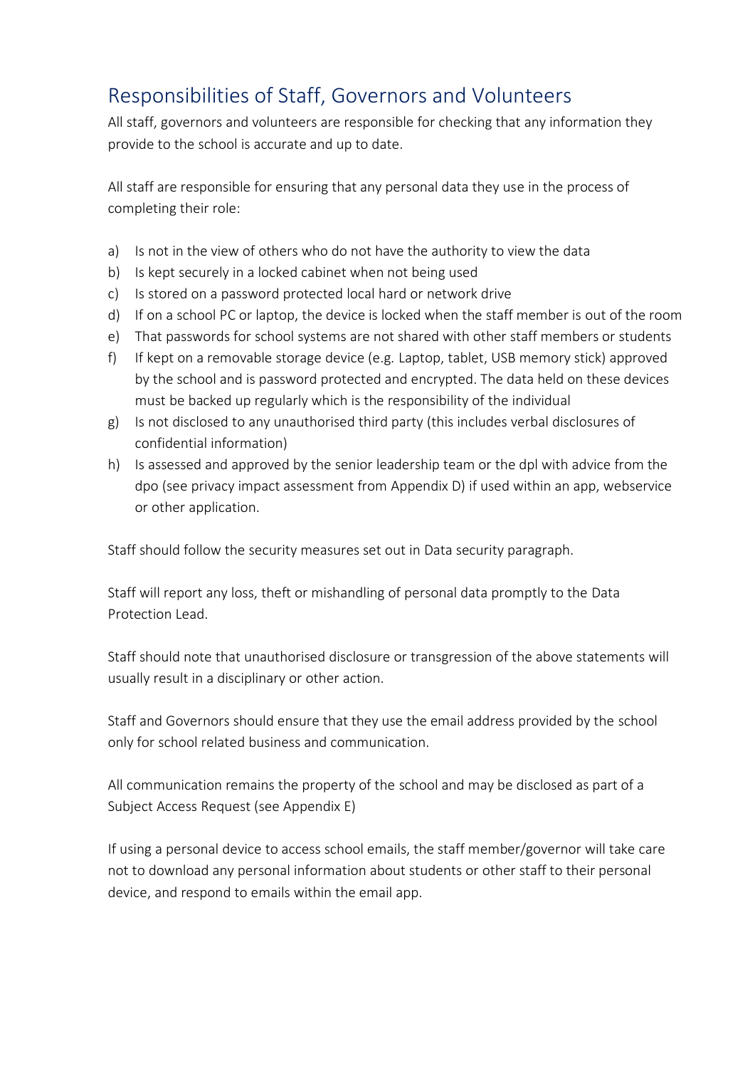## Responsibilities of Staff, Governors and Volunteers

All staff, governors and volunteers are responsible for checking that any information they provide to the school is accurate and up to date.

All staff are responsible for ensuring that any personal data they use in the process of completing their role:

a) Is not in the view of others who do not have the authority to view the data
b) Is kept securely in a locked cabinet when not being used
c) Is stored on a password protected local hard or network drive
d) If on a school PC or laptop, the device is locked when the staff member is out of the room
e) That passwords for school systems are not shared with other staff members or students
f) If kept on a removable storage device (e.g. Laptop, tablet, USB memory stick) approved by the school and is password protected and encrypted. The data held on these devices must be backed up regularly which is the responsibility of the individual
g) Is not disclosed to any unauthorised third party (this includes verbal disclosures of confidential information)
h) Is assessed and approved by the senior leadership team or the dpl with advice from the dpo (see privacy impact assessment from Appendix D) if used within an app, webservice or other application.

Staff should follow the security measures set out in Data security paragraph.

Staff will report any loss, theft or mishandling of personal data promptly to the Data Protection Lead.

Staff should note that unauthorised disclosure or transgression of the above statements will usually result in a disciplinary or other action.

Staff and Governors should ensure that they use the email address provided by the school only for school related business and communication.

All communication remains the property of the school and may be disclosed as part of a Subject Access Request (see Appendix E)

If using a personal device to access school emails, the staff member/governor will take care not to download any personal information about students or other staff to their personal device, and respond to emails within the email app.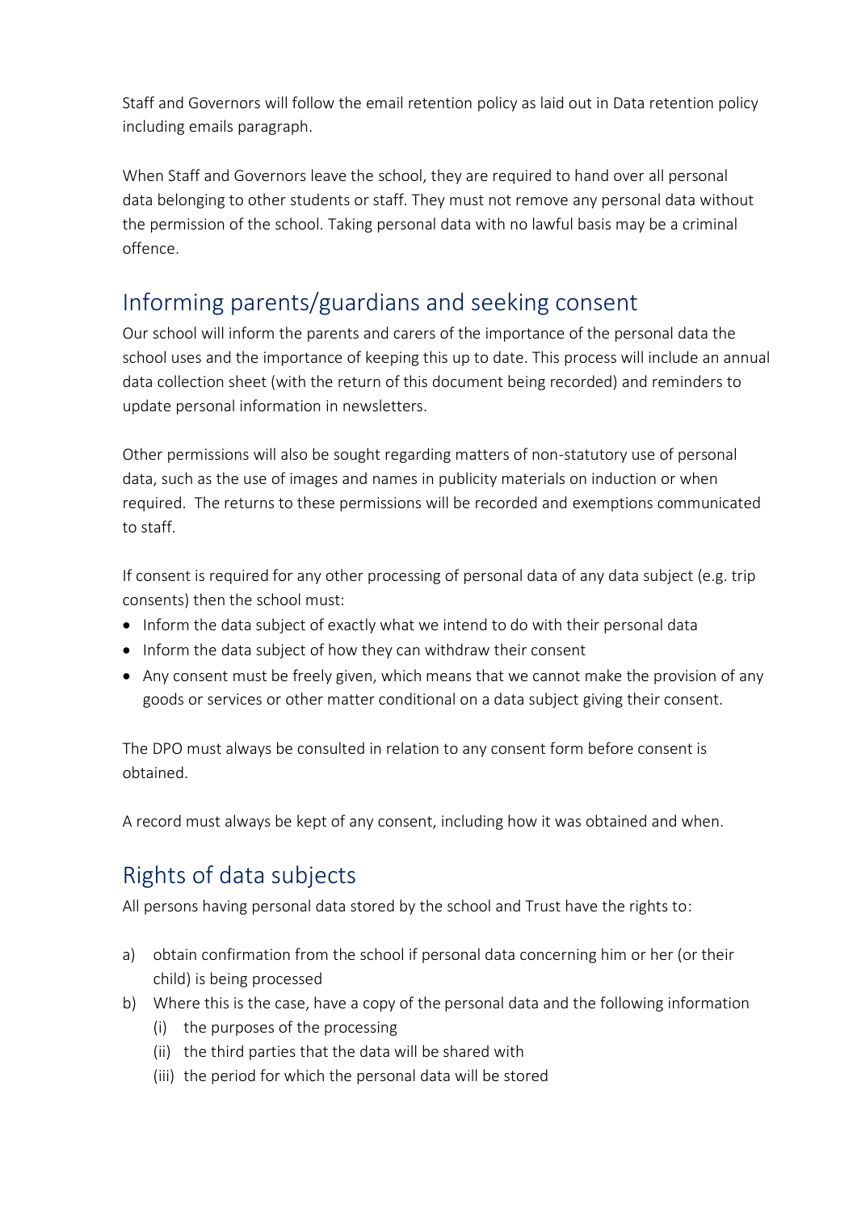Staff and Governors will follow the email retention policy as laid out in Data retention policy including emails paragraph.

When Staff and Governors leave the school, they are required to hand over all personal data belonging to other students or staff. They must not remove any personal data without the permission of the school. Taking personal data with no lawful basis may be a criminal offence.

## Informing parents/guardians and seeking consent

Our school will inform the parents and carers of the importance of the personal data the school uses and the importance of keeping this up to date. This process will include an annual data collection sheet (with the return of this document being recorded) and reminders to update personal information in newsletters.

Other permissions will also be sought regarding matters of non-statutory use of personal data, such as the use of images and names in publicity materials on induction or when required. The returns to these permissions will be recorded and exemptions communicated to staff.

If consent is required for any other processing of personal data of any data subject (e.g. trip consents) then the school must:

- Inform the data subject of exactly what we intend to do with their personal data
- Inform the data subject of how they can withdraw their consent
- Any consent must be freely given, which means that we cannot make the provision of any goods or services or other matter conditional on a data subject giving their consent.

The DPO must always be consulted in relation to any consent form before consent is obtained.

A record must always be kept of any consent, including how it was obtained and when.

## Rights of data subjects

All persons having personal data stored by the school and Trust have the rights to:

a) obtain confirmation from the school if personal data concerning him or her (or their child) is being processed
b) Where this is the case, have a copy of the personal data and the following information
   (i) the purposes of the processing
   (ii) the third parties that the data will be shared with
   (iii) the period for which the personal data will be stored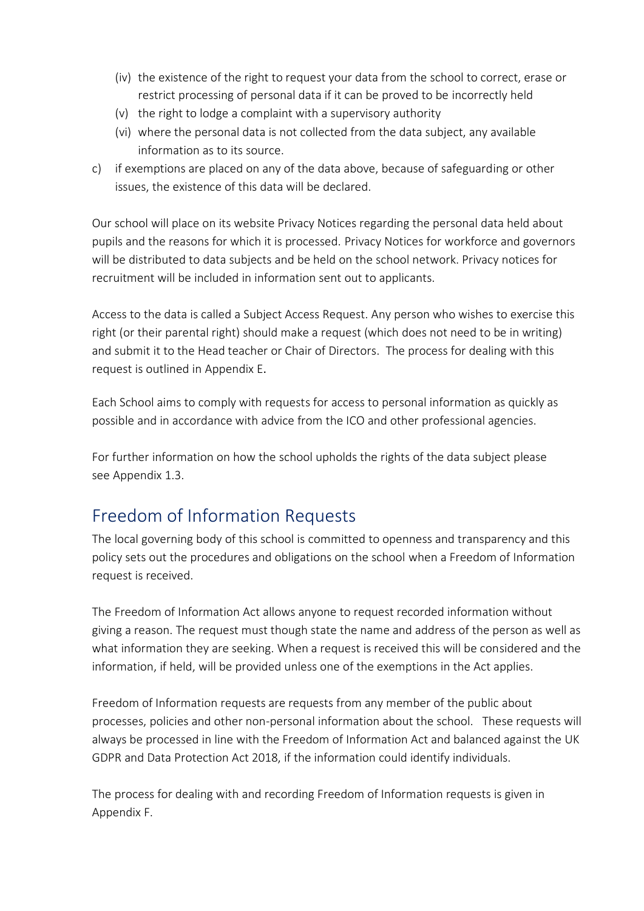(iv) the existence of the right to request your data from the school to correct, erase or restrict processing of personal data if it can be proved to be incorrectly held

(v) the right to lodge a complaint with a supervisory authority

(vi) where the personal data is not collected from the data subject, any available information as to its source.

c) if exemptions are placed on any of the data above, because of safeguarding or other issues, the existence of this data will be declared.

Our school will place on its website Privacy Notices regarding the personal data held about pupils and the reasons for which it is processed. Privacy Notices for workforce and governors will be distributed to data subjects and be held on the school network. Privacy notices for recruitment will be included in information sent out to applicants.

Access to the data is called a Subject Access Request. Any person who wishes to exercise this right (or their parental right) should make a request (which does not need to be in writing) and submit it to the Head teacher or Chair of Directors. The process for dealing with this request is outlined in Appendix E.

Each School aims to comply with requests for access to personal information as quickly as possible and in accordance with advice from the ICO and other professional agencies.

For further information on how the school upholds the rights of the data subject please see Appendix 1.3.

## Freedom of Information Requests

The local governing body of this school is committed to openness and transparency and this policy sets out the procedures and obligations on the school when a Freedom of Information request is received.

The Freedom of Information Act allows anyone to request recorded information without giving a reason. The request must though state the name and address of the person as well as what information they are seeking. When a request is received this will be considered and the information, if held, will be provided unless one of the exemptions in the Act applies.

Freedom of Information requests are requests from any member of the public about processes, policies and other non-personal information about the school. These requests will always be processed in line with the Freedom of Information Act and balanced against the UK GDPR and Data Protection Act 2018, if the information could identify individuals.

The process for dealing with and recording Freedom of Information requests is given in Appendix F.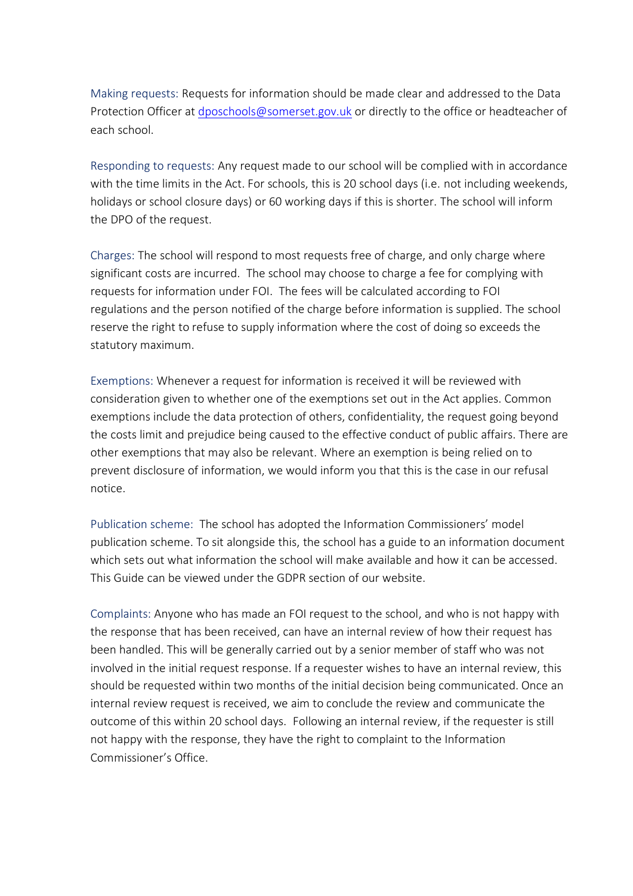Making requests: Requests for information should be made clear and addressed to the Data Protection Officer at dposchools@somerset.gov.uk or directly to the office or headteacher of each school.

Responding to requests: Any request made to our school will be complied with in accordance with the time limits in the Act. For schools, this is 20 school days (i.e. not including weekends, holidays or school closure days) or 60 working days if this is shorter. The school will inform the DPO of the request.

Charges: The school will respond to most requests free of charge, and only charge where significant costs are incurred. The school may choose to charge a fee for complying with requests for information under FOI. The fees will be calculated according to FOI regulations and the person notified of the charge before information is supplied. The school reserve the right to refuse to supply information where the cost of doing so exceeds the statutory maximum.

Exemptions: Whenever a request for information is received it will be reviewed with consideration given to whether one of the exemptions set out in the Act applies. Common exemptions include the data protection of others, confidentiality, the request going beyond the costs limit and prejudice being caused to the effective conduct of public affairs. There are other exemptions that may also be relevant. Where an exemption is being relied on to prevent disclosure of information, we would inform you that this is the case in our refusal notice.

Publication scheme: The school has adopted the Information Commissioners' model publication scheme. To sit alongside this, the school has a guide to an information document which sets out what information the school will make available and how it can be accessed. This Guide can be viewed under the GDPR section of our website.

Complaints: Anyone who has made an FOI request to the school, and who is not happy with the response that has been received, can have an internal review of how their request has been handled. This will be generally carried out by a senior member of staff who was not involved in the initial request response. If a requester wishes to have an internal review, this should be requested within two months of the initial decision being communicated. Once an internal review request is received, we aim to conclude the review and communicate the outcome of this within 20 school days. Following an internal review, if the requester is still not happy with the response, they have the right to complaint to the Information Commissioner's Office.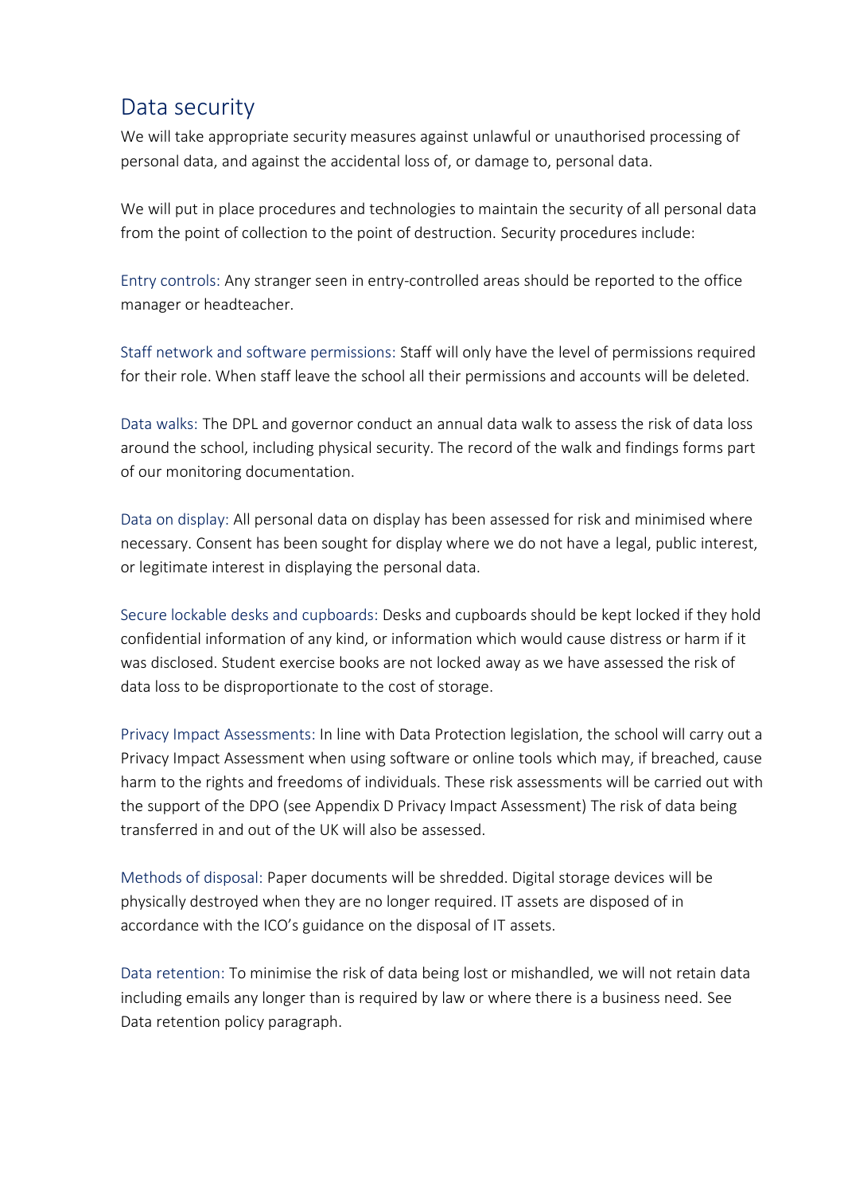## Data security

We will take appropriate security measures against unlawful or unauthorised processing of personal data, and against the accidental loss of, or damage to, personal data.

We will put in place procedures and technologies to maintain the security of all personal data from the point of collection to the point of destruction. Security procedures include:

Entry controls: Any stranger seen in entry-controlled areas should be reported to the office manager or headteacher.

Staff network and software permissions: Staff will only have the level of permissions required for their role. When staff leave the school all their permissions and accounts will be deleted.

Data walks: The DPL and governor conduct an annual data walk to assess the risk of data loss around the school, including physical security. The record of the walk and findings forms part of our monitoring documentation.

Data on display: All personal data on display has been assessed for risk and minimised where necessary. Consent has been sought for display where we do not have a legal, public interest, or legitimate interest in displaying the personal data.

Secure lockable desks and cupboards: Desks and cupboards should be kept locked if they hold confidential information of any kind, or information which would cause distress or harm if it was disclosed. Student exercise books are not locked away as we have assessed the risk of data loss to be disproportionate to the cost of storage.

Privacy Impact Assessments: In line with Data Protection legislation, the school will carry out a Privacy Impact Assessment when using software or online tools which may, if breached, cause harm to the rights and freedoms of individuals. These risk assessments will be carried out with the support of the DPO (see Appendix D Privacy Impact Assessment) The risk of data being transferred in and out of the UK will also be assessed.

Methods of disposal: Paper documents will be shredded. Digital storage devices will be physically destroyed when they are no longer required. IT assets are disposed of in accordance with the ICO's guidance on the disposal of IT assets.

Data retention: To minimise the risk of data being lost or mishandled, we will not retain data including emails any longer than is required by law or where there is a business need. See Data retention policy paragraph.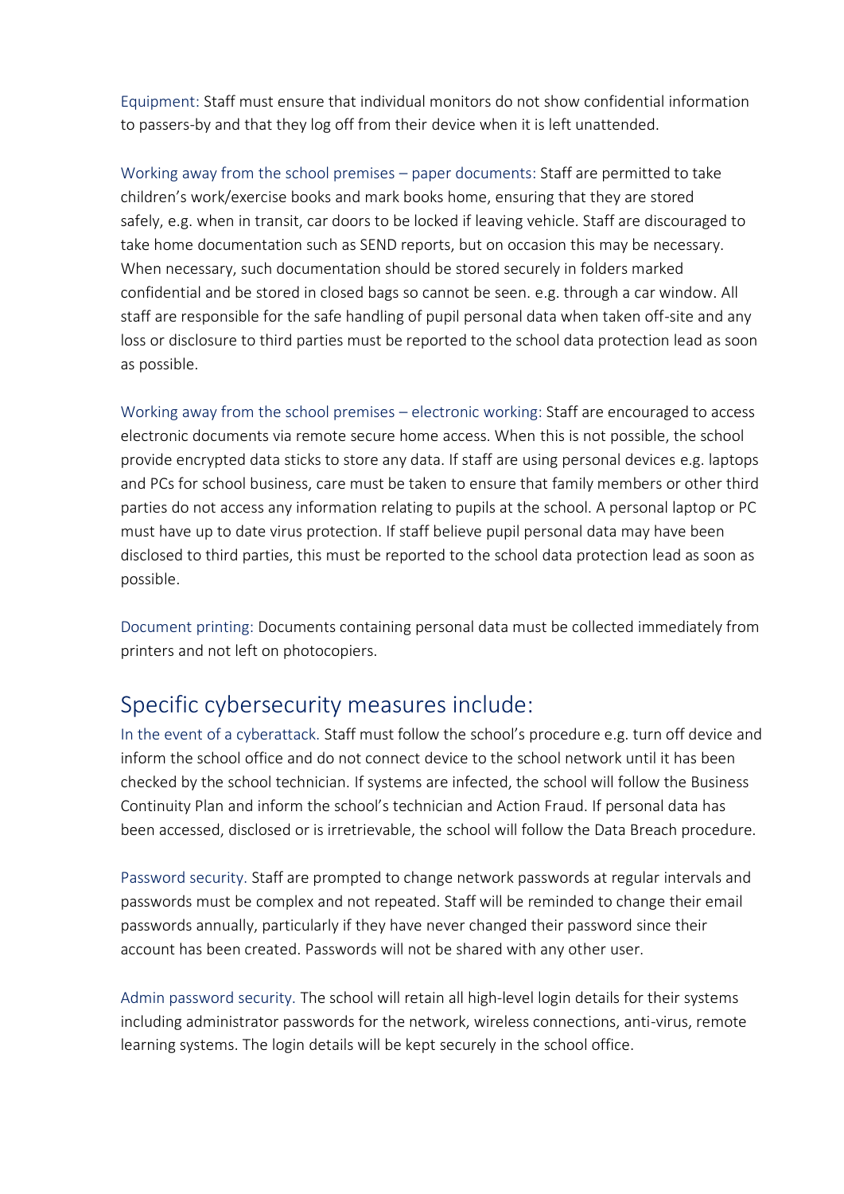Equipment: Staff must ensure that individual monitors do not show confidential information to passers-by and that they log off from their device when it is left unattended.

Working away from the school premises – paper documents: Staff are permitted to take children's work/exercise books and mark books home, ensuring that they are stored safely, e.g. when in transit, car doors to be locked if leaving vehicle. Staff are discouraged to take home documentation such as SEND reports, but on occasion this may be necessary. When necessary, such documentation should be stored securely in folders marked confidential and be stored in closed bags so cannot be seen. e.g. through a car window. All staff are responsible for the safe handling of pupil personal data when taken off-site and any loss or disclosure to third parties must be reported to the school data protection lead as soon as possible.

Working away from the school premises – electronic working: Staff are encouraged to access electronic documents via remote secure home access. When this is not possible, the school provide encrypted data sticks to store any data. If staff are using personal devices e.g. laptops and PCs for school business, care must be taken to ensure that family members or other third parties do not access any information relating to pupils at the school. A personal laptop or PC must have up to date virus protection. If staff believe pupil personal data may have been disclosed to third parties, this must be reported to the school data protection lead as soon as possible.

Document printing: Documents containing personal data must be collected immediately from printers and not left on photocopiers.

## Specific cybersecurity measures include:

In the event of a cyberattack. Staff must follow the school's procedure e.g. turn off device and inform the school office and do not connect device to the school network until it has been checked by the school technician. If systems are infected, the school will follow the Business Continuity Plan and inform the school's technician and Action Fraud. If personal data has been accessed, disclosed or is irretrievable, the school will follow the Data Breach procedure.

Password security. Staff are prompted to change network passwords at regular intervals and passwords must be complex and not repeated. Staff will be reminded to change their email passwords annually, particularly if they have never changed their password since their account has been created. Passwords will not be shared with any other user.

Admin password security. The school will retain all high-level login details for their systems including administrator passwords for the network, wireless connections, anti-virus, remote learning systems. The login details will be kept securely in the school office.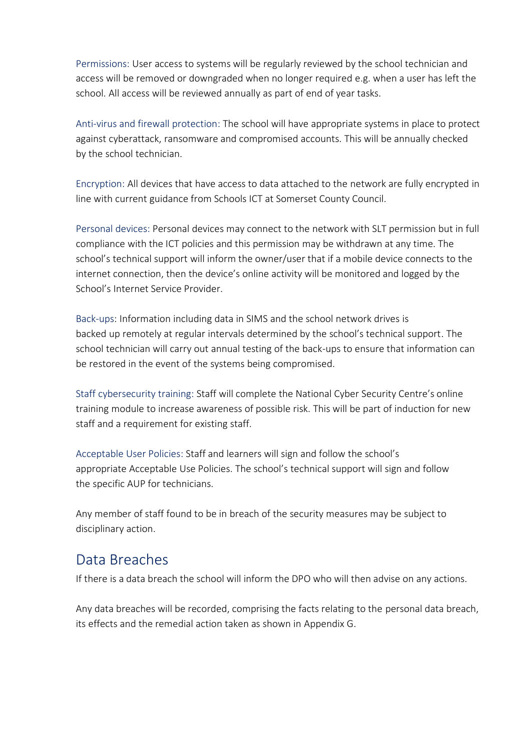Permissions: User access to systems will be regularly reviewed by the school technician and access will be removed or downgraded when no longer required e.g. when a user has left the school. All access will be reviewed annually as part of end of year tasks.

Anti-virus and firewall protection: The school will have appropriate systems in place to protect against cyberattack, ransomware and compromised accounts. This will be annually checked by the school technician.

Encryption: All devices that have access to data attached to the network are fully encrypted in line with current guidance from Schools ICT at Somerset County Council.

Personal devices: Personal devices may connect to the network with SLT permission but in full compliance with the ICT policies and this permission may be withdrawn at any time. The school's technical support will inform the owner/user that if a mobile device connects to the internet connection, then the device's online activity will be monitored and logged by the School's Internet Service Provider.

Back-ups: Information including data in SIMS and the school network drives is backed up remotely at regular intervals determined by the school's technical support. The school technician will carry out annual testing of the back-ups to ensure that information can be restored in the event of the systems being compromised.

Staff cybersecurity training: Staff will complete the National Cyber Security Centre's online training module to increase awareness of possible risk. This will be part of induction for new staff and a requirement for existing staff.

Acceptable User Policies: Staff and learners will sign and follow the school's appropriate Acceptable Use Policies. The school's technical support will sign and follow the specific AUP for technicians.

Any member of staff found to be in breach of the security measures may be subject to disciplinary action.

## Data Breaches

If there is a data breach the school will inform the DPO who will then advise on any actions.

Any data breaches will be recorded, comprising the facts relating to the personal data breach, its effects and the remedial action taken as shown in Appendix G.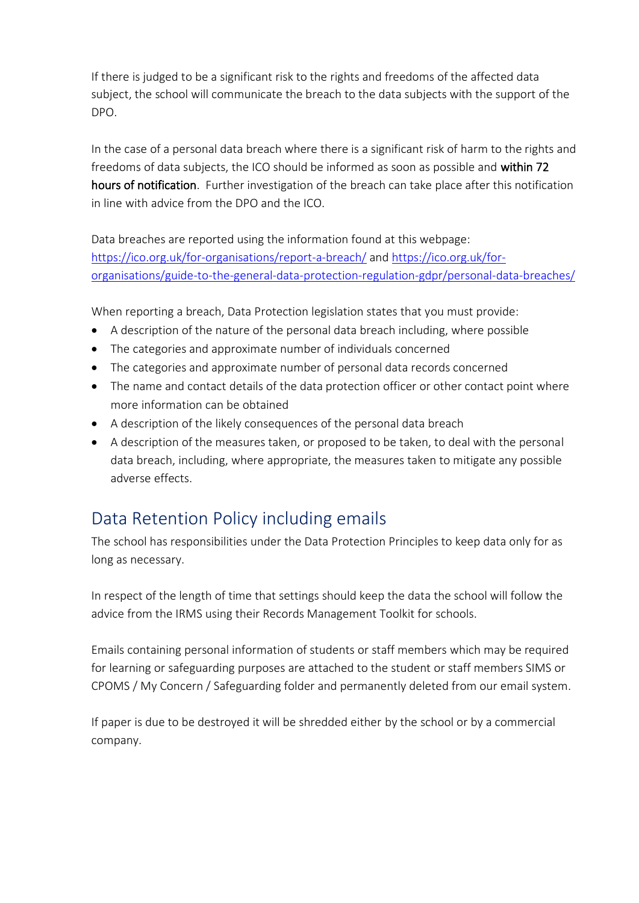If there is judged to be a significant risk to the rights and freedoms of the affected data subject, the school will communicate the breach to the data subjects with the support of the DPO.

In the case of a personal data breach where there is a significant risk of harm to the rights and freedoms of data subjects, the ICO should be informed as soon as possible and **within 72 hours of notification**. Further investigation of the breach can take place after this notification in line with advice from the DPO and the ICO.

Data breaches are reported using the information found at this webpage: [https://ico.org.uk/for-organisations/report-a-breach/](https://ico.org.uk/for-organisations/report-a-breach/) and [https://ico.org.uk/for-organisations/guide-to-the-general-data-protection-regulation-gdpr/personal-data-breaches/](https://ico.org.uk/for-organisations/guide-to-the-general-data-protection-regulation-gdpr/personal-data-breaches/)

When reporting a breach, Data Protection legislation states that you must provide:

- A description of the nature of the personal data breach including, where possible
- The categories and approximate number of individuals concerned
- The categories and approximate number of personal data records concerned
- The name and contact details of the data protection officer or other contact point where more information can be obtained
- A description of the likely consequences of the personal data breach
- A description of the measures taken, or proposed to be taken, to deal with the personal data breach, including, where appropriate, the measures taken to mitigate any possible adverse effects.

## Data Retention Policy including emails

The school has responsibilities under the Data Protection Principles to keep data only for as long as necessary.

In respect of the length of time that settings should keep the data the school will follow the advice from the IRMS using their Records Management Toolkit for schools.

Emails containing personal information of students or staff members which may be required for learning or safeguarding purposes are attached to the student or staff members SIMS or CPOMS / My Concern / Safeguarding folder and permanently deleted from our email system.

If paper is due to be destroyed it will be shredded either by the school or by a commercial company.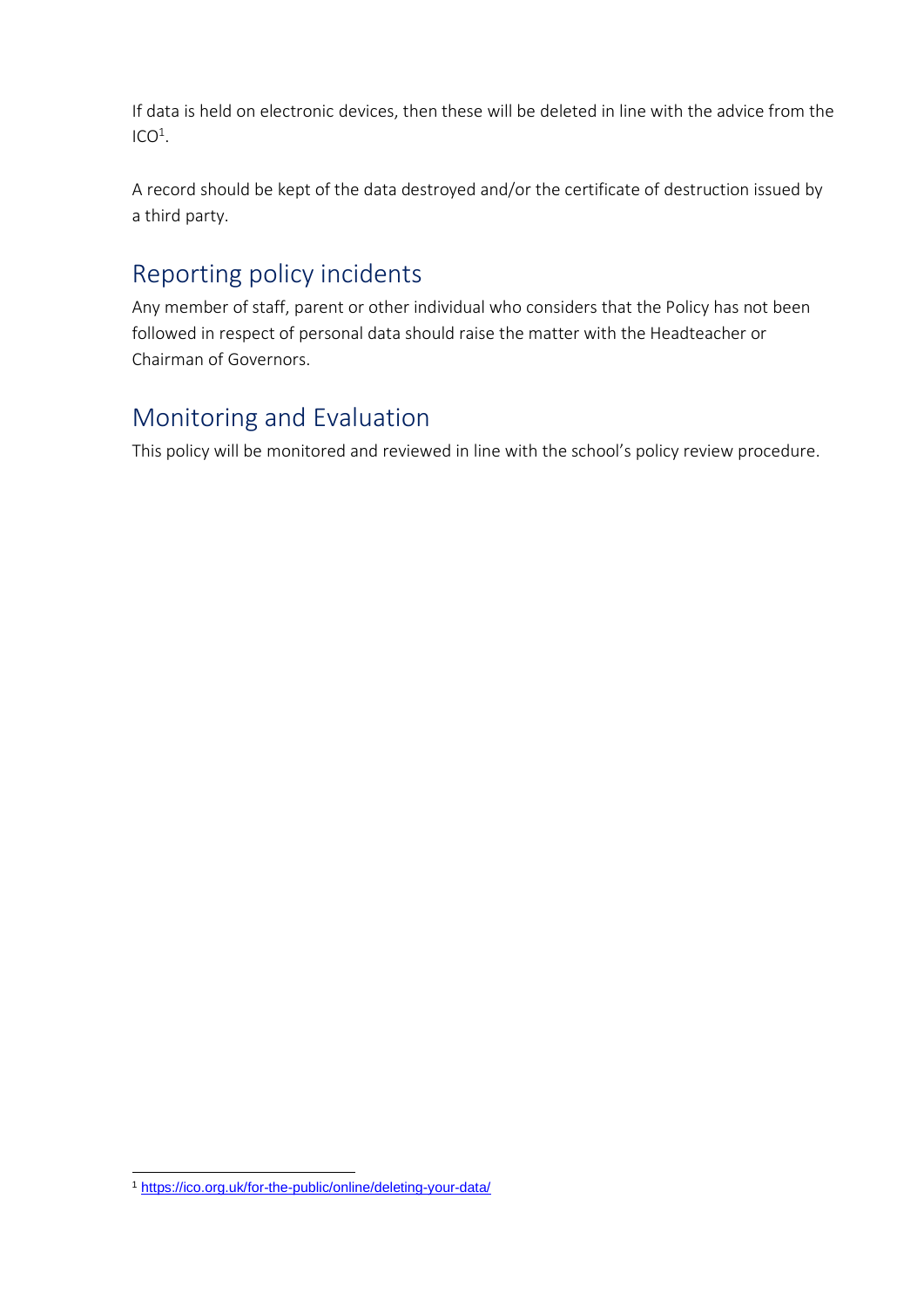If data is held on electronic devices, then these will be deleted in line with the advice from the ICO[1].

A record should be kept of the data destroyed and/or the certificate of destruction issued by a third party.

## Reporting policy incidents

Any member of staff, parent or other individual who considers that the Policy has not been followed in respect of personal data should raise the matter with the Headteacher or Chairman of Governors.

## Monitoring and Evaluation

This policy will be monitored and reviewed in line with the school's policy review procedure.

[1] https://ico.org.uk/for-the-public/online/deleting-your-data/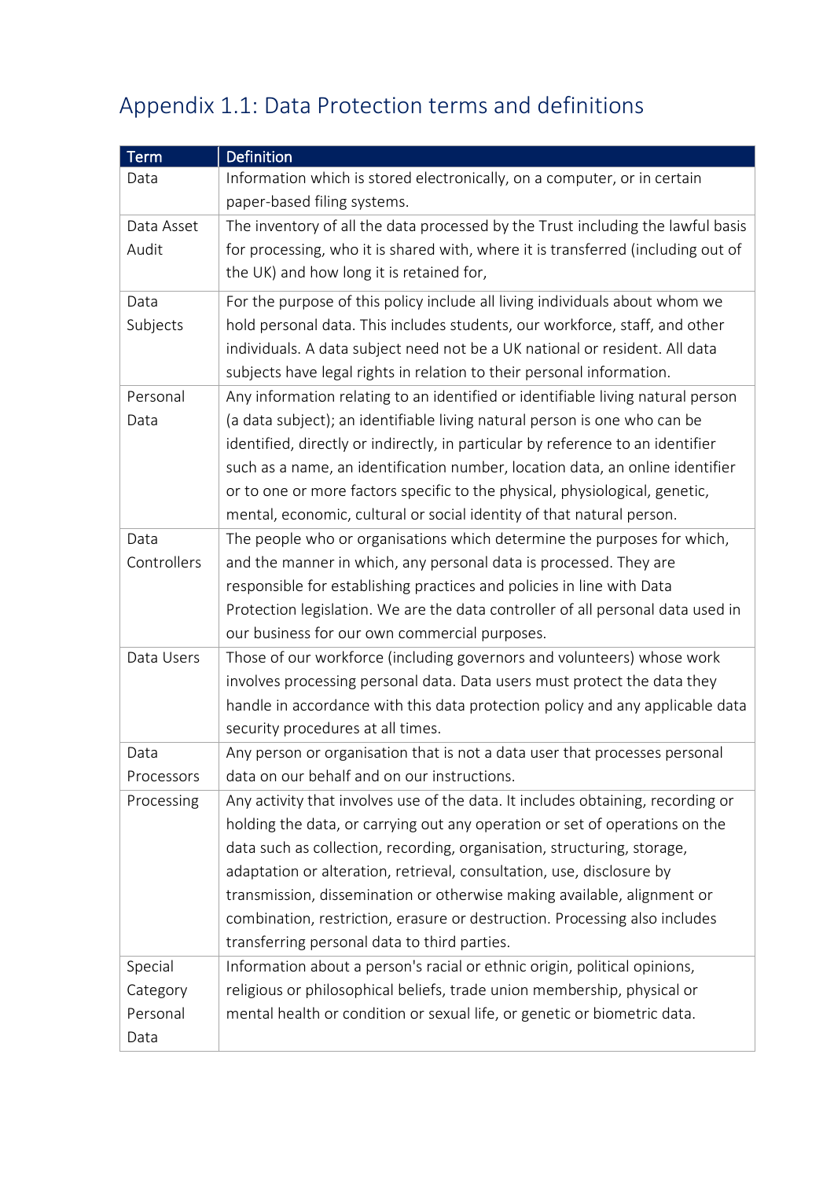# Appendix 1.1: Data Protection terms and definitions

| Term | Definition |
|---|---|
| Data | Information which is stored electronically, on a computer, or in certain paper-based filing systems. |
| Data Asset Audit | The inventory of all the data processed by the Trust including the lawful basis for processing, who it is shared with, where it is transferred (including out of the UK) and how long it is retained for, |
| Data Subjects | For the purpose of this policy include all living individuals about whom we hold personal data. This includes students, our workforce, staff, and other individuals. A data subject need not be a UK national or resident. All data subjects have legal rights in relation to their personal information. |
| Personal Data | Any information relating to an identified or identifiable living natural person (a data subject); an identifiable living natural person is one who can be identified, directly or indirectly, in particular by reference to an identifier such as a name, an identification number, location data, an online identifier or to one or more factors specific to the physical, physiological, genetic, mental, economic, cultural or social identity of that natural person. |
| Data Controllers | The people who or organisations which determine the purposes for which, and the manner in which, any personal data is processed. They are responsible for establishing practices and policies in line with Data Protection legislation. We are the data controller of all personal data used in our business for our own commercial purposes. |
| Data Users | Those of our workforce (including governors and volunteers) whose work involves processing personal data. Data users must protect the data they handle in accordance with this data protection policy and any applicable data security procedures at all times. |
| Data Processors | Any person or organisation that is not a data user that processes personal data on our behalf and on our instructions. |
| Processing | Any activity that involves use of the data. It includes obtaining, recording or holding the data, or carrying out any operation or set of operations on the data such as collection, recording, organisation, structuring, storage, adaptation or alteration, retrieval, consultation, use, disclosure by transmission, dissemination or otherwise making available, alignment or combination, restriction, erasure or destruction. Processing also includes transferring personal data to third parties. |
| Special Category Personal Data | Information about a person's racial or ethnic origin, political opinions, religious or philosophical beliefs, trade union membership, physical or mental health or condition or sexual life, or genetic or biometric data. |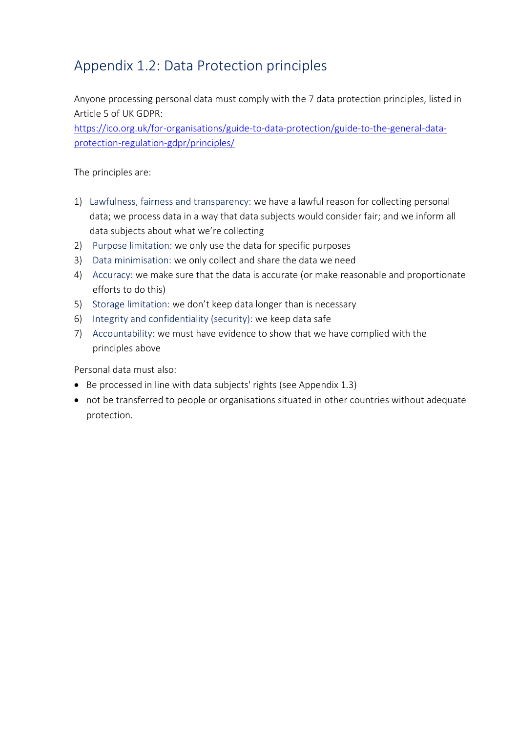## Appendix 1.2: Data Protection principles

Anyone processing personal data must comply with the 7 data protection principles, listed in Article 5 of UK GDPR:
[https://ico.org.uk/for-organisations/guide-to-data-protection/guide-to-the-general-data-protection-regulation-gdpr/principles/](https://ico.org.uk/for-organisations/guide-to-data-protection/guide-to-the-general-data-protection-regulation-gdpr/principles/)

The principles are:

1) Lawfulness, fairness and transparency: we have a lawful reason for collecting personal data; we process data in a way that data subjects would consider fair; and we inform all data subjects about what we're collecting
2) Purpose limitation: we only use the data for specific purposes
3) Data minimisation: we only collect and share the data we need
4) Accuracy: we make sure that the data is accurate (or make reasonable and proportionate efforts to do this)
5) Storage limitation: we don't keep data longer than is necessary
6) Integrity and confidentiality (security): we keep data safe
7) Accountability: we must have evidence to show that we have complied with the principles above

Personal data must also:

- Be processed in line with data subjects' rights (see Appendix 1.3)
- not be transferred to people or organisations situated in other countries without adequate protection.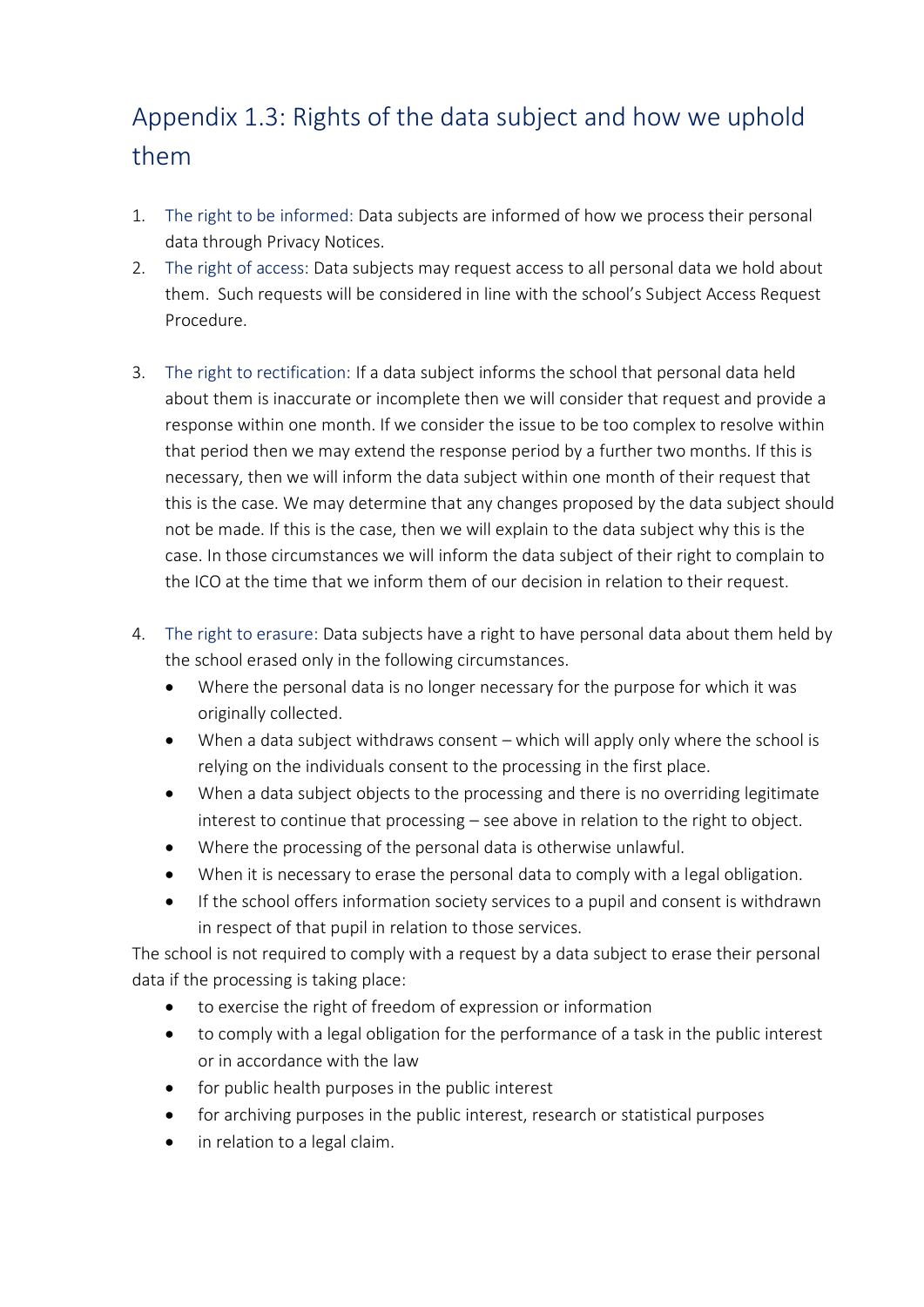## Appendix 1.3: Rights of the data subject and how we uphold them

1. The right to be informed: Data subjects are informed of how we process their personal data through Privacy Notices.
2. The right of access: Data subjects may request access to all personal data we hold about them. Such requests will be considered in line with the school's Subject Access Request Procedure.
3. The right to rectification: If a data subject informs the school that personal data held about them is inaccurate or incomplete then we will consider that request and provide a response within one month. If we consider the issue to be too complex to resolve within that period then we may extend the response period by a further two months. If this is necessary, then we will inform the data subject within one month of their request that this is the case. We may determine that any changes proposed by the data subject should not be made. If this is the case, then we will explain to the data subject why this is the case. In those circumstances we will inform the data subject of their right to complain to the ICO at the time that we inform them of our decision in relation to their request.
4. The right to erasure: Data subjects have a right to have personal data about them held by the school erased only in the following circumstances.
   - Where the personal data is no longer necessary for the purpose for which it was originally collected.
   - When a data subject withdraws consent – which will apply only where the school is relying on the individuals consent to the processing in the first place.
   - When a data subject objects to the processing and there is no overriding legitimate interest to continue that processing – see above in relation to the right to object.
   - Where the processing of the personal data is otherwise unlawful.
   - When it is necessary to erase the personal data to comply with a legal obligation.
   - If the school offers information society services to a pupil and consent is withdrawn in respect of that pupil in relation to those services.

The school is not required to comply with a request by a data subject to erase their personal data if the processing is taking place:

- to exercise the right of freedom of expression or information
- to comply with a legal obligation for the performance of a task in the public interest or in accordance with the law
- for public health purposes in the public interest
- for archiving purposes in the public interest, research or statistical purposes
- in relation to a legal claim.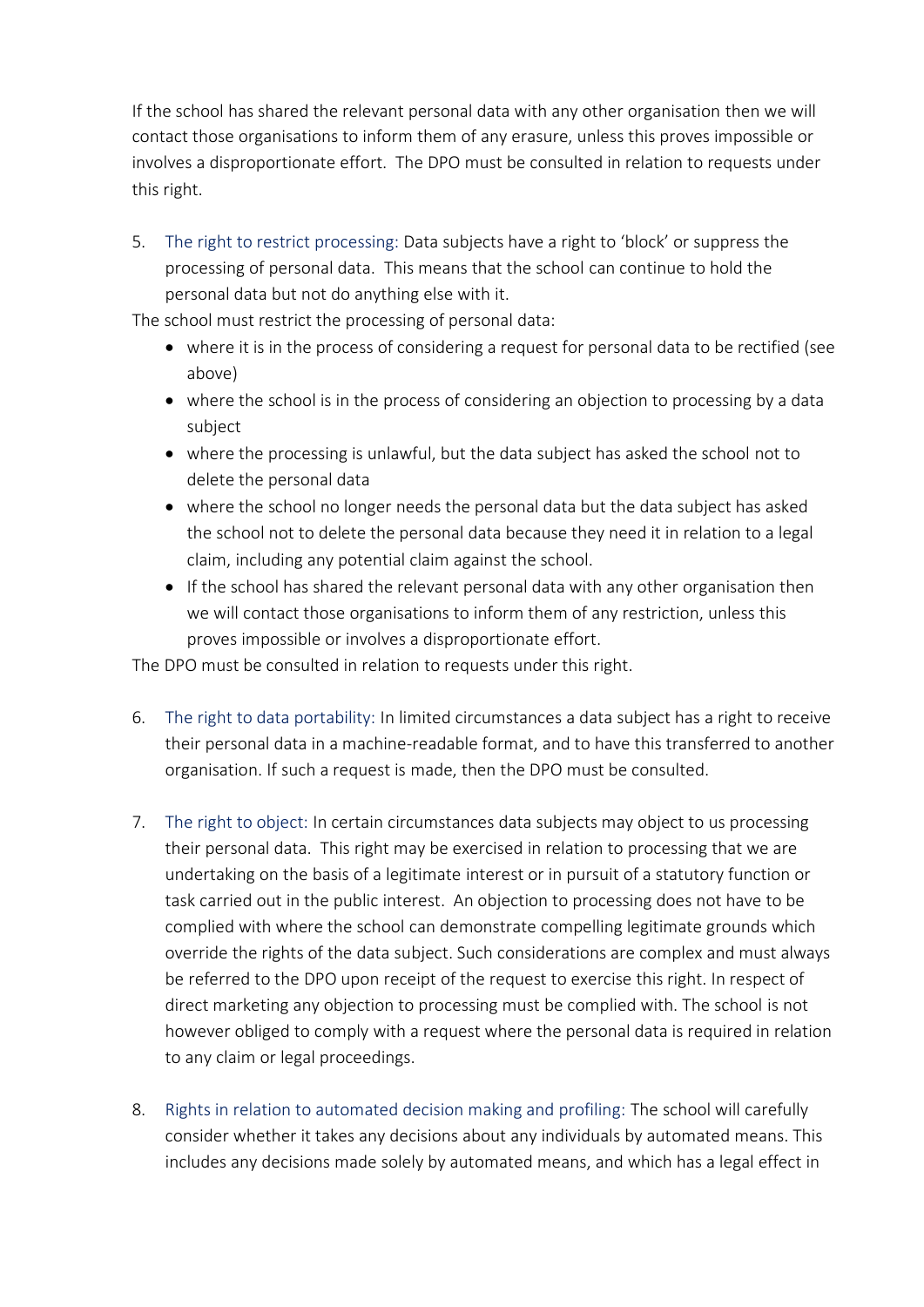If the school has shared the relevant personal data with any other organisation then we will contact those organisations to inform them of any erasure, unless this proves impossible or involves a disproportionate effort. The DPO must be consulted in relation to requests under this right.

5. The right to restrict processing: Data subjects have a right to 'block' or suppress the processing of personal data. This means that the school can continue to hold the personal data but not do anything else with it.

The school must restrict the processing of personal data:

- where it is in the process of considering a request for personal data to be rectified (see above)
- where the school is in the process of considering an objection to processing by a data subject
- where the processing is unlawful, but the data subject has asked the school not to delete the personal data
- where the school no longer needs the personal data but the data subject has asked the school not to delete the personal data because they need it in relation to a legal claim, including any potential claim against the school.
- If the school has shared the relevant personal data with any other organisation then we will contact those organisations to inform them of any restriction, unless this proves impossible or involves a disproportionate effort.

The DPO must be consulted in relation to requests under this right.

6. The right to data portability: In limited circumstances a data subject has a right to receive their personal data in a machine-readable format, and to have this transferred to another organisation. If such a request is made, then the DPO must be consulted.

7. The right to object: In certain circumstances data subjects may object to us processing their personal data. This right may be exercised in relation to processing that we are undertaking on the basis of a legitimate interest or in pursuit of a statutory function or task carried out in the public interest. An objection to processing does not have to be complied with where the school can demonstrate compelling legitimate grounds which override the rights of the data subject. Such considerations are complex and must always be referred to the DPO upon receipt of the request to exercise this right. In respect of direct marketing any objection to processing must be complied with. The school is not however obliged to comply with a request where the personal data is required in relation to any claim or legal proceedings.

8. Rights in relation to automated decision making and profiling: The school will carefully consider whether it takes any decisions about any individuals by automated means. This includes any decisions made solely by automated means, and which has a legal effect in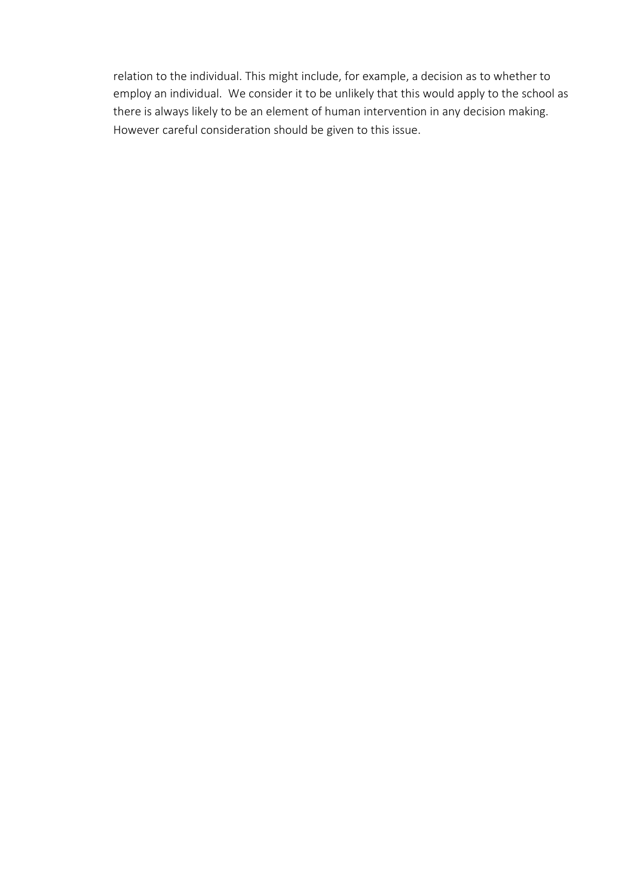relation to the individual. This might include, for example, a decision as to whether to employ an individual. We consider it to be unlikely that this would apply to the school as there is always likely to be an element of human intervention in any decision making. However careful consideration should be given to this issue.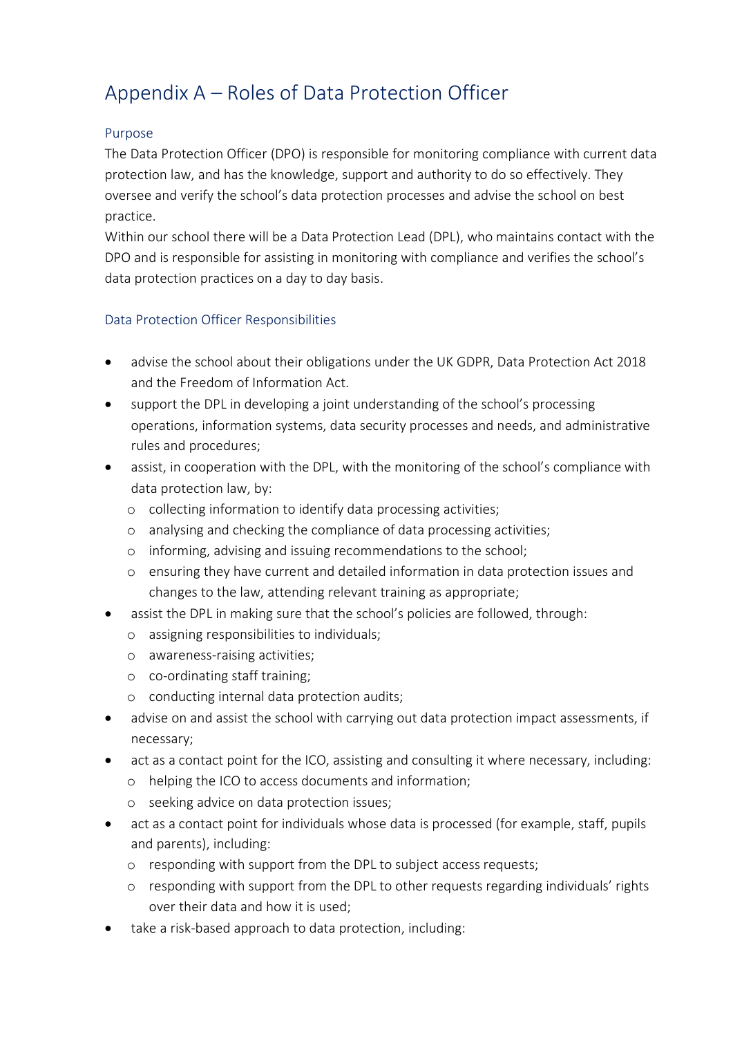# Appendix A – Roles of Data Protection Officer

### Purpose

The Data Protection Officer (DPO) is responsible for monitoring compliance with current data protection law, and has the knowledge, support and authority to do so effectively. They oversee and verify the school's data protection processes and advise the school on best practice.

Within our school there will be a Data Protection Lead (DPL), who maintains contact with the DPO and is responsible for assisting in monitoring with compliance and verifies the school's data protection practices on a day to day basis.

### Data Protection Officer Responsibilities

- advise the school about their obligations under the UK GDPR, Data Protection Act 2018 and the Freedom of Information Act.
- support the DPL in developing a joint understanding of the school's processing operations, information systems, data security processes and needs, and administrative rules and procedures;
- assist, in cooperation with the DPL, with the monitoring of the school's compliance with data protection law, by:
  - collecting information to identify data processing activities;
  - analysing and checking the compliance of data processing activities;
  - informing, advising and issuing recommendations to the school;
  - ensuring they have current and detailed information in data protection issues and changes to the law, attending relevant training as appropriate;
- assist the DPL in making sure that the school's policies are followed, through:
  - assigning responsibilities to individuals;
  - awareness-raising activities;
  - co-ordinating staff training;
  - conducting internal data protection audits;
- advise on and assist the school with carrying out data protection impact assessments, if necessary;
- act as a contact point for the ICO, assisting and consulting it where necessary, including:
  - helping the ICO to access documents and information;
  - seeking advice on data protection issues;
- act as a contact point for individuals whose data is processed (for example, staff, pupils and parents), including:
  - responding with support from the DPL to subject access requests;
  - responding with support from the DPL to other requests regarding individuals' rights over their data and how it is used;
- take a risk-based approach to data protection, including: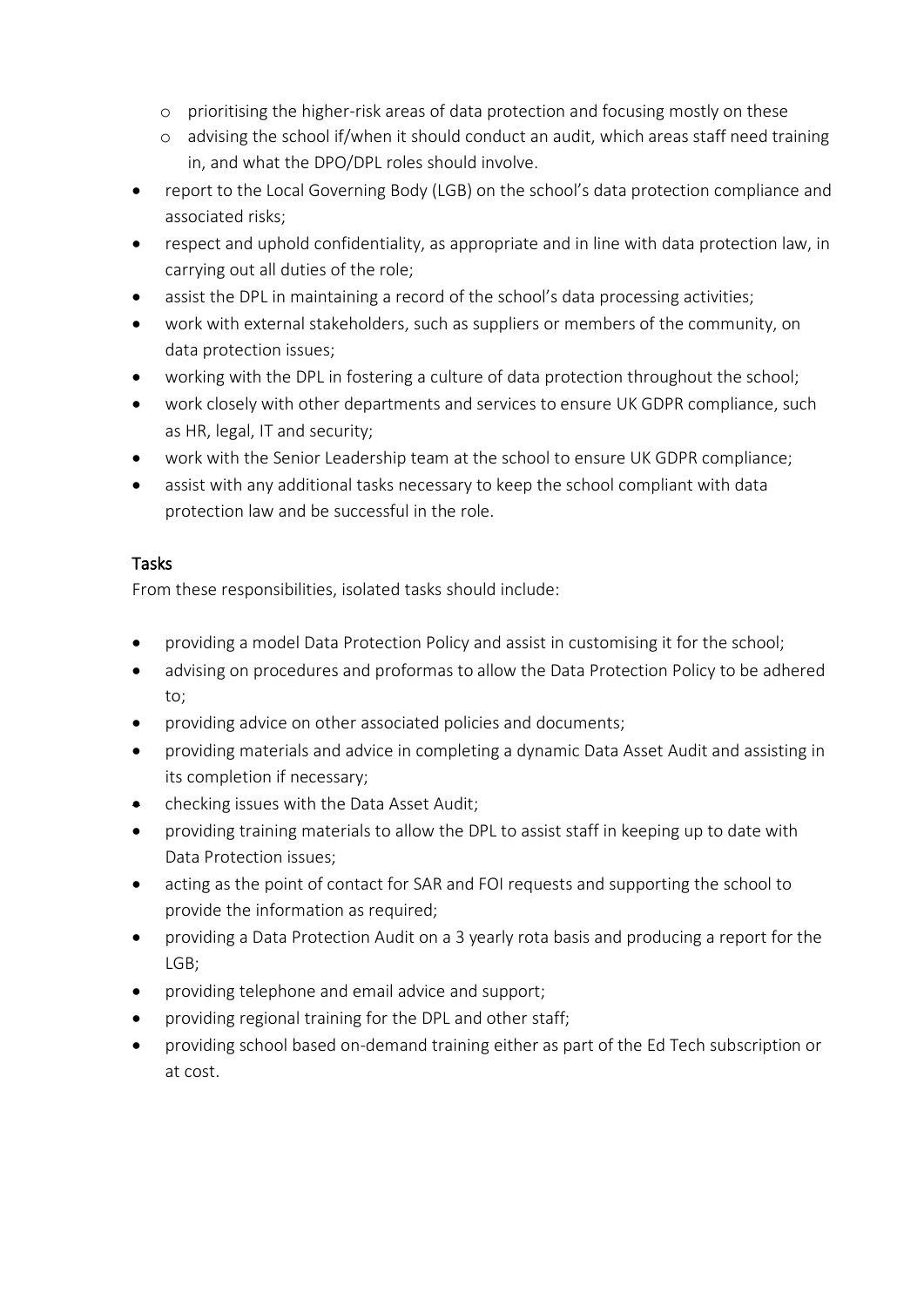- prioritising the higher-risk areas of data protection and focusing mostly on these
  - advising the school if/when it should conduct an audit, which areas staff need training in, and what the DPO/DPL roles should involve.
- report to the Local Governing Body (LGB) on the school's data protection compliance and associated risks;
- respect and uphold confidentiality, as appropriate and in line with data protection law, in carrying out all duties of the role;
- assist the DPL in maintaining a record of the school's data processing activities;
- work with external stakeholders, such as suppliers or members of the community, on data protection issues;
- working with the DPL in fostering a culture of data protection throughout the school;
- work closely with other departments and services to ensure UK GDPR compliance, such as HR, legal, IT and security;
- work with the Senior Leadership team at the school to ensure UK GDPR compliance;
- assist with any additional tasks necessary to keep the school compliant with data protection law and be successful in the role.

### Tasks

From these responsibilities, isolated tasks should include:

- providing a model Data Protection Policy and assist in customising it for the school;
- advising on procedures and proformas to allow the Data Protection Policy to be adhered to;
- providing advice on other associated policies and documents;
- providing materials and advice in completing a dynamic Data Asset Audit and assisting in its completion if necessary;
- checking issues with the Data Asset Audit;
- providing training materials to allow the DPL to assist staff in keeping up to date with Data Protection issues;
- acting as the point of contact for SAR and FOI requests and supporting the school to provide the information as required;
- providing a Data Protection Audit on a 3 yearly rota basis and producing a report for the LGB;
- providing telephone and email advice and support;
- providing regional training for the DPL and other staff;
- providing school based on-demand training either as part of the Ed Tech subscription or at cost.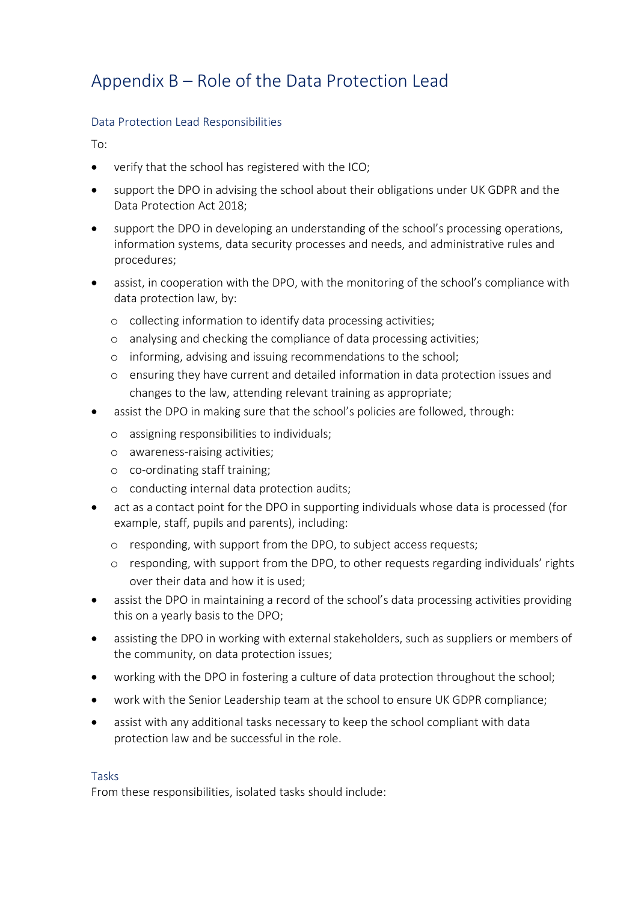# Appendix B – Role of the Data Protection Lead

## Data Protection Lead Responsibilities

To:

- verify that the school has registered with the ICO;
- support the DPO in advising the school about their obligations under UK GDPR and the Data Protection Act 2018;
- support the DPO in developing an understanding of the school's processing operations, information systems, data security processes and needs, and administrative rules and procedures;
- assist, in cooperation with the DPO, with the monitoring of the school's compliance with data protection law, by:
  - collecting information to identify data processing activities;
  - analysing and checking the compliance of data processing activities;
  - informing, advising and issuing recommendations to the school;
  - ensuring they have current and detailed information in data protection issues and changes to the law, attending relevant training as appropriate;
- assist the DPO in making sure that the school's policies are followed, through:
  - assigning responsibilities to individuals;
  - awareness-raising activities;
  - co-ordinating staff training;
  - conducting internal data protection audits;
- act as a contact point for the DPO in supporting individuals whose data is processed (for example, staff, pupils and parents), including:
  - responding, with support from the DPO, to subject access requests;
  - responding, with support from the DPO, to other requests regarding individuals' rights over their data and how it is used;
- assist the DPO in maintaining a record of the school's data processing activities providing this on a yearly basis to the DPO;
- assisting the DPO in working with external stakeholders, such as suppliers or members of the community, on data protection issues;
- working with the DPO in fostering a culture of data protection throughout the school;
- work with the Senior Leadership team at the school to ensure UK GDPR compliance;
- assist with any additional tasks necessary to keep the school compliant with data protection law and be successful in the role.

## Tasks

From these responsibilities, isolated tasks should include: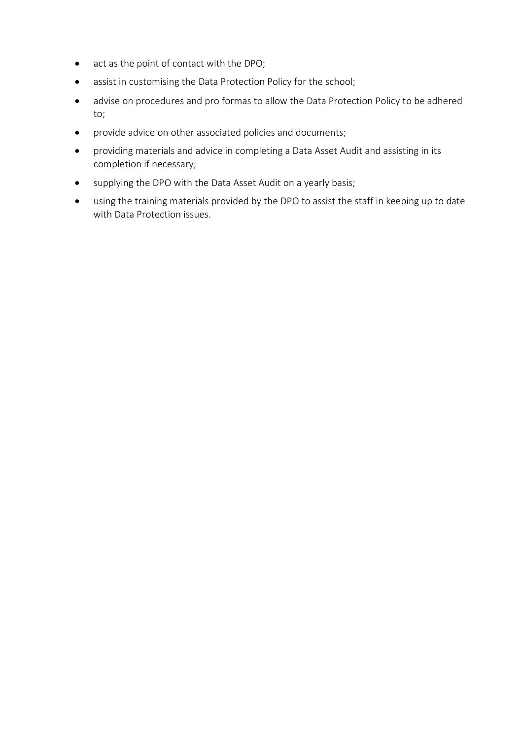- act as the point of contact with the DPO;
- assist in customising the Data Protection Policy for the school;
- advise on procedures and pro formas to allow the Data Protection Policy to be adhered to;
- provide advice on other associated policies and documents;
- providing materials and advice in completing a Data Asset Audit and assisting in its completion if necessary;
- supplying the DPO with the Data Asset Audit on a yearly basis;
- using the training materials provided by the DPO to assist the staff in keeping up to date with Data Protection issues.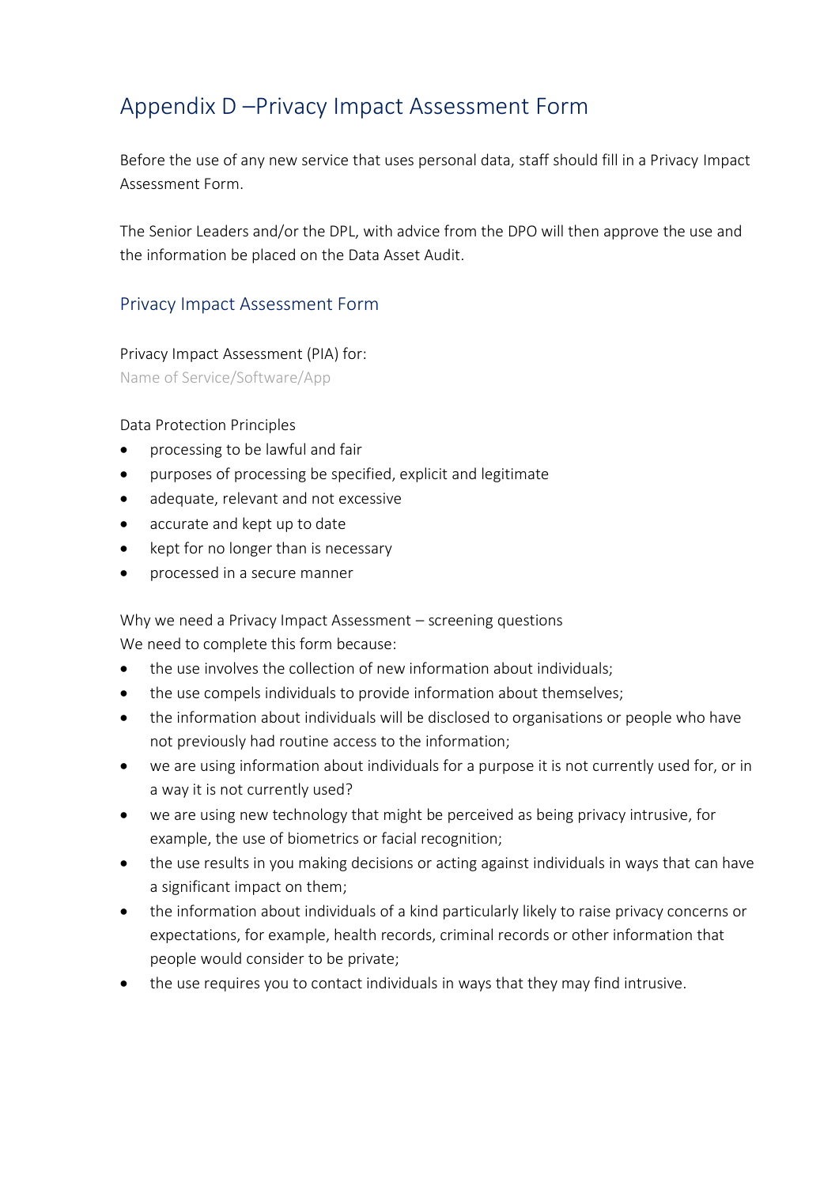# Appendix D –Privacy Impact Assessment Form

Before the use of any new service that uses personal data, staff should fill in a Privacy Impact Assessment Form.

The Senior Leaders and/or the DPL, with advice from the DPO will then approve the use and the information be placed on the Data Asset Audit.

## Privacy Impact Assessment Form

Privacy Impact Assessment (PIA) for:
Name of Service/Software/App

Data Protection Principles

- processing to be lawful and fair
- purposes of processing be specified, explicit and legitimate
- adequate, relevant and not excessive
- accurate and kept up to date
- kept for no longer than is necessary
- processed in a secure manner

Why we need a Privacy Impact Assessment – screening questions
We need to complete this form because:

- the use involves the collection of new information about individuals;
- the use compels individuals to provide information about themselves;
- the information about individuals will be disclosed to organisations or people who have not previously had routine access to the information;
- we are using information about individuals for a purpose it is not currently used for, or in a way it is not currently used?
- we are using new technology that might be perceived as being privacy intrusive, for example, the use of biometrics or facial recognition;
- the use results in you making decisions or acting against individuals in ways that can have a significant impact on them;
- the information about individuals of a kind particularly likely to raise privacy concerns or expectations, for example, health records, criminal records or other information that people would consider to be private;
- the use requires you to contact individuals in ways that they may find intrusive.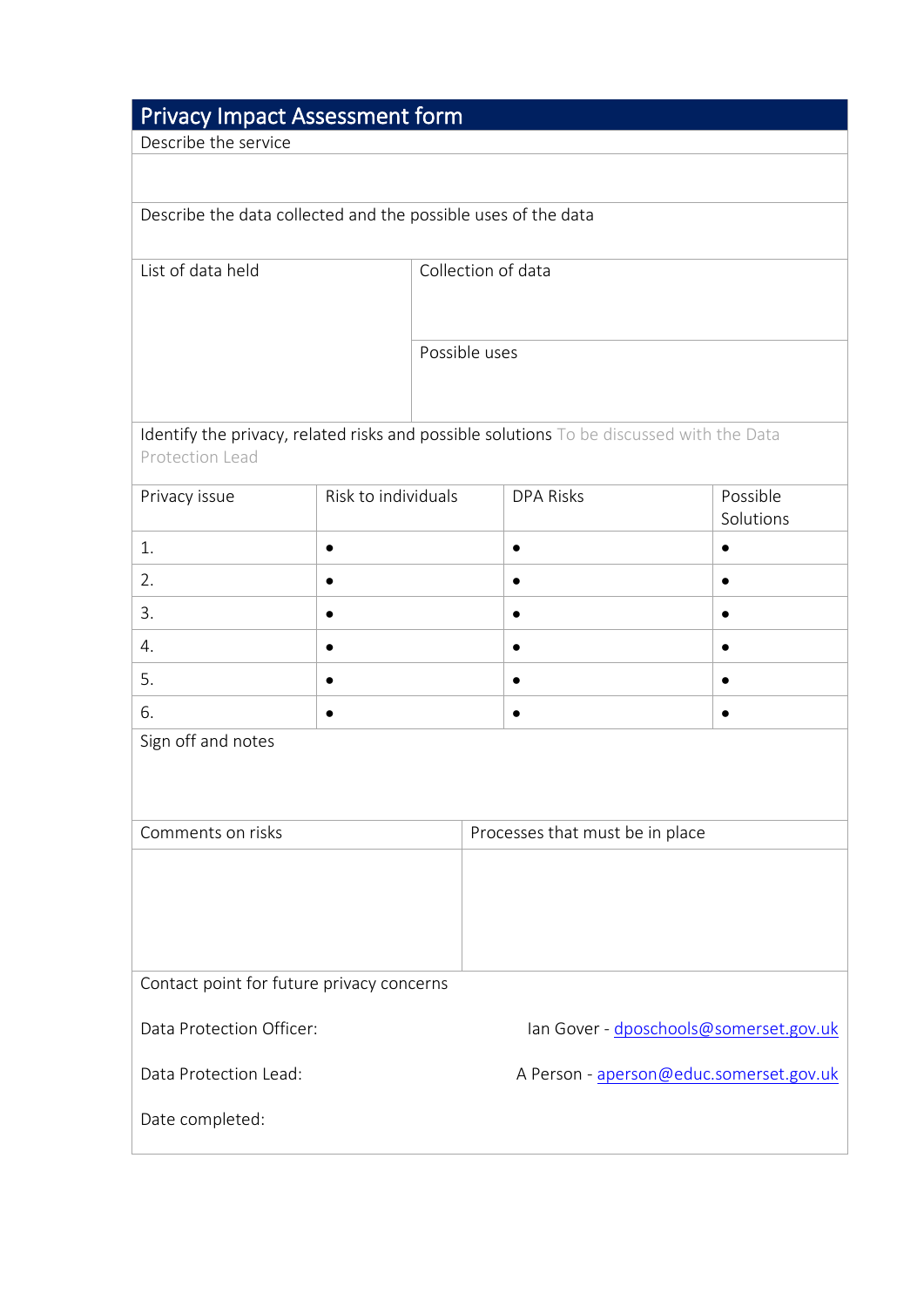# Privacy Impact Assessment form

Describe the service

Describe the data collected and the possible uses of the data

| List of data held | Collection of data |
|---|---|
| | Possible uses |

Identify the privacy, related risks and possible solutions To be discussed with the Data Protection Lead

| Privacy issue | Risk to individuals | DPA Risks | Possible Solutions |
|---|---|---|---|
| 1. | • | • | • |
| 2. | • | • | • |
| 3. | • | • | • |
| 4. | • | • | • |
| 5. | • | • | • |
| 6. | • | • | • |

Sign off and notes

| Comments on risks | Processes that must be in place |
|---|---|
| | |

Contact point for future privacy concerns

Data Protection Officer: Ian Gover - dposchools@somerset.gov.uk

Data Protection Lead: A Person - aperson@educ.somerset.gov.uk

Date completed: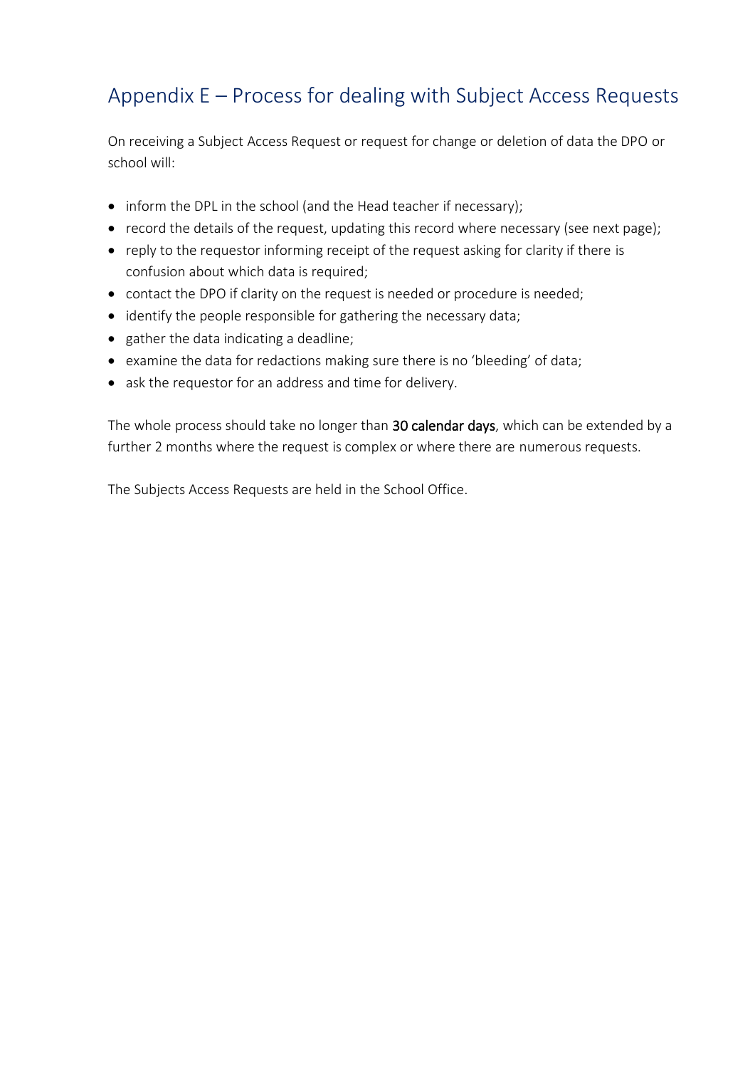## Appendix E – Process for dealing with Subject Access Requests

On receiving a Subject Access Request or request for change or deletion of data the DPO or school will:

- inform the DPL in the school (and the Head teacher if necessary);
- record the details of the request, updating this record where necessary (see next page);
- reply to the requestor informing receipt of the request asking for clarity if there is confusion about which data is required;
- contact the DPO if clarity on the request is needed or procedure is needed;
- identify the people responsible for gathering the necessary data;
- gather the data indicating a deadline;
- examine the data for redactions making sure there is no 'bleeding' of data;
- ask the requestor for an address and time for delivery.

The whole process should take no longer than 30 calendar days, which can be extended by a further 2 months where the request is complex or where there are numerous requests.

The Subjects Access Requests are held in the School Office.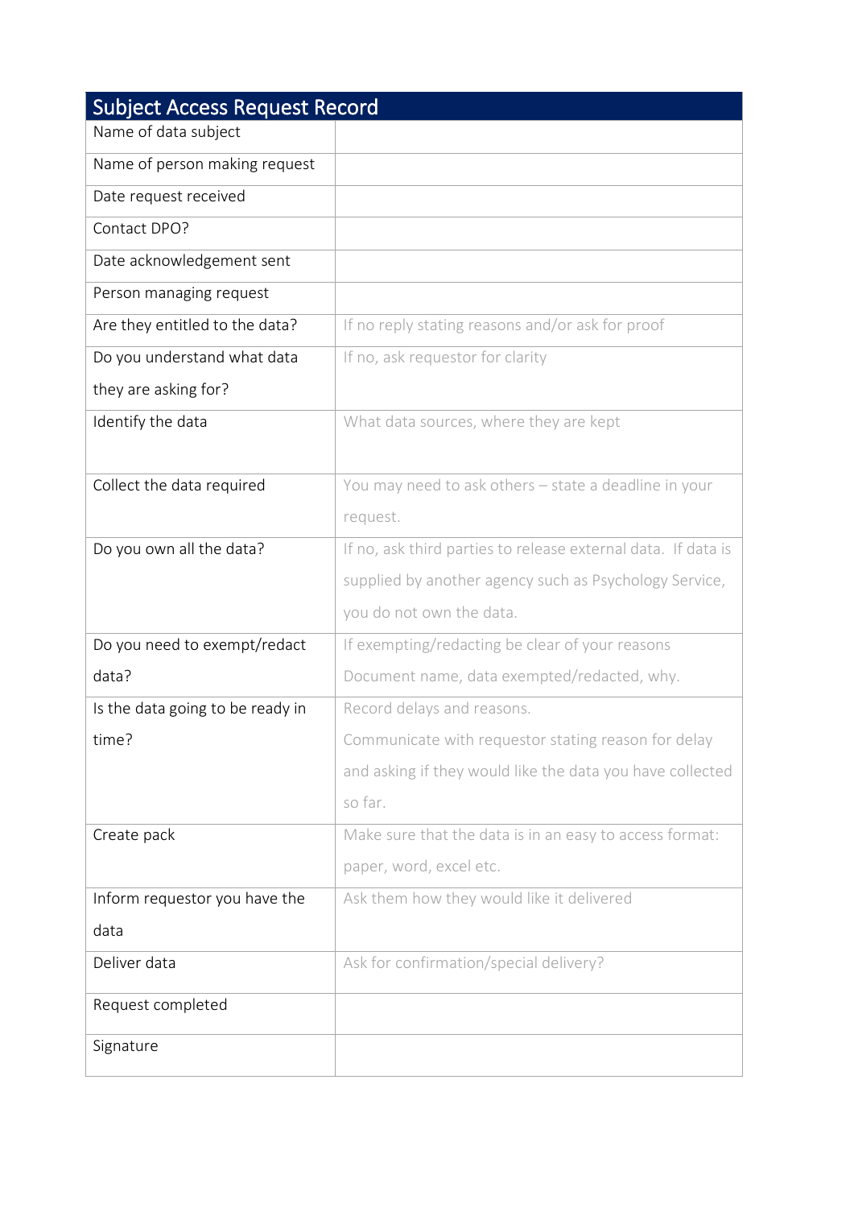| Subject Access Request Record | |
|---|---|
| Name of data subject | |
| Name of person making request | |
| Date request received | |
| Contact DPO? | |
| Date acknowledgement sent | |
| Person managing request | |
| Are they entitled to the data? | If no reply stating reasons and/or ask for proof |
| Do you understand what data they are asking for? | If no, ask requestor for clarity |
| Identify the data | What data sources, where they are kept |
| Collect the data required | You may need to ask others – state a deadline in your request. |
| Do you own all the data? | If no, ask third parties to release external data. If data is supplied by another agency such as Psychology Service, you do not own the data. |
| Do you need to exempt/redact data? | If exempting/redacting be clear of your reasons Document name, data exempted/redacted, why. |
| Is the data going to be ready in time? | Record delays and reasons. Communicate with requestor stating reason for delay and asking if they would like the data you have collected so far. |
| Create pack | Make sure that the data is in an easy to access format: paper, word, excel etc. |
| Inform requestor you have the data | Ask them how they would like it delivered |
| Deliver data | Ask for confirmation/special delivery? |
| Request completed | |
| Signature | |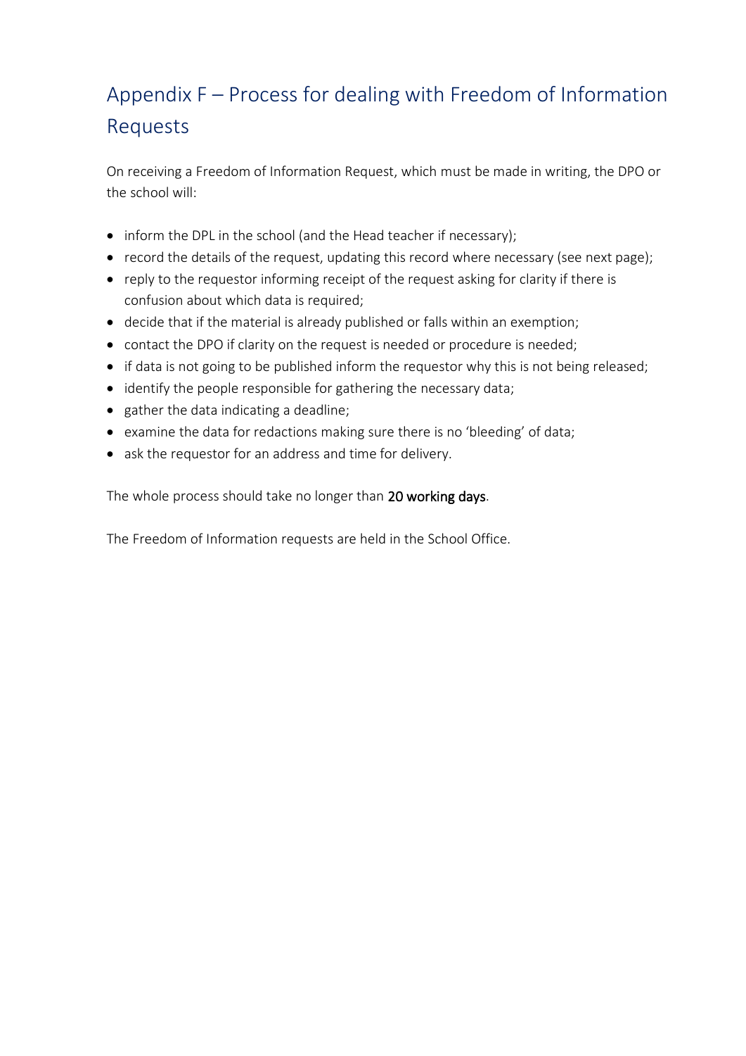## Appendix F – Process for dealing with Freedom of Information Requests

On receiving a Freedom of Information Request, which must be made in writing, the DPO or the school will:

- inform the DPL in the school (and the Head teacher if necessary);
- record the details of the request, updating this record where necessary (see next page);
- reply to the requestor informing receipt of the request asking for clarity if there is confusion about which data is required;
- decide that if the material is already published or falls within an exemption;
- contact the DPO if clarity on the request is needed or procedure is needed;
- if data is not going to be published inform the requestor why this is not being released;
- identify the people responsible for gathering the necessary data;
- gather the data indicating a deadline;
- examine the data for redactions making sure there is no 'bleeding' of data;
- ask the requestor for an address and time for delivery.

The whole process should take no longer than 20 working days.

The Freedom of Information requests are held in the School Office.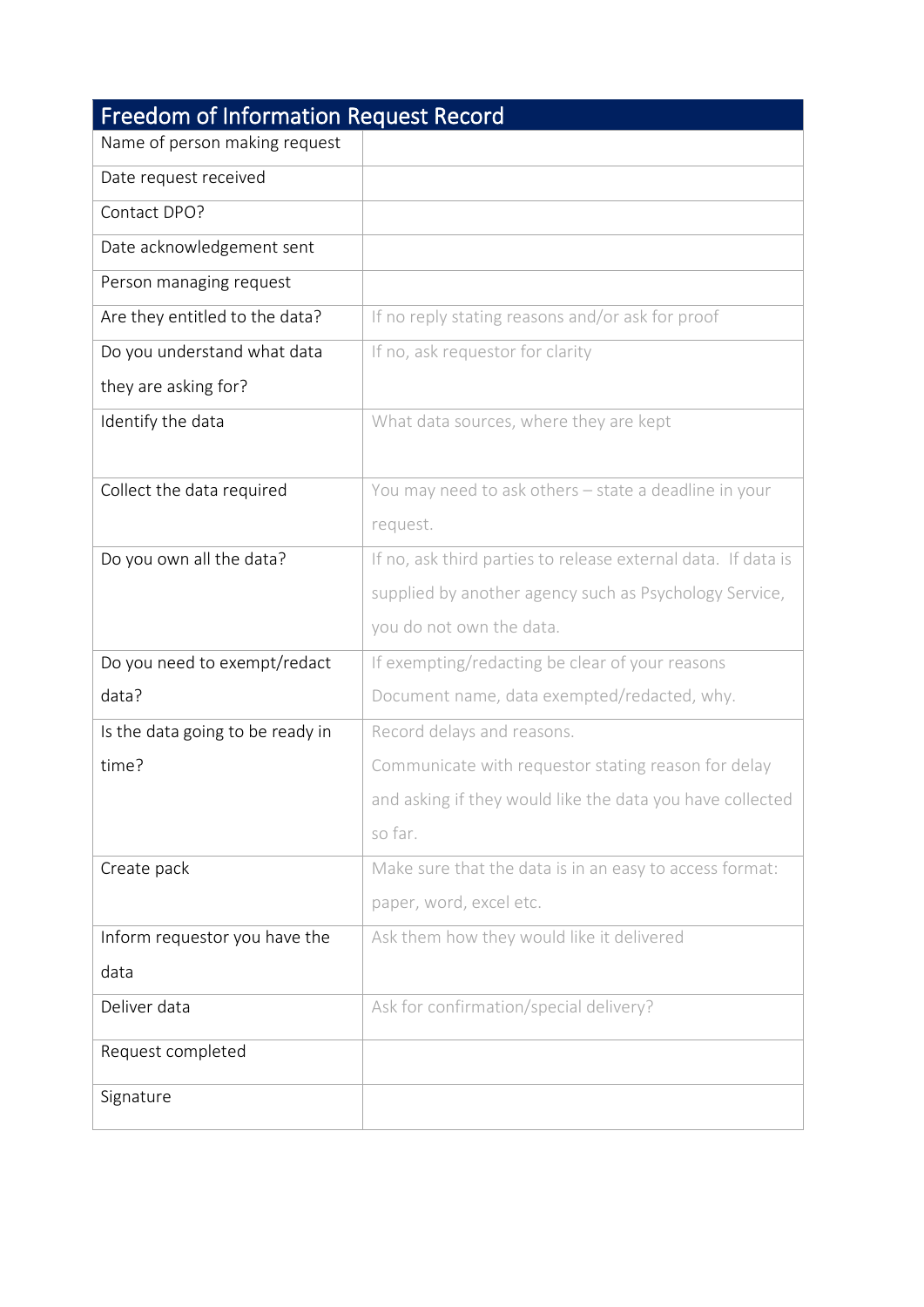| Freedom of Information Request Record | |
|---|---|
| Name of person making request | |
| Date request received | |
| Contact DPO? | |
| Date acknowledgement sent | |
| Person managing request | |
| Are they entitled to the data? | If no reply stating reasons and/or ask for proof |
| Do you understand what data they are asking for? | If no, ask requestor for clarity |
| Identify the data | What data sources, where they are kept |
| Collect the data required | You may need to ask others – state a deadline in your request. |
| Do you own all the data? | If no, ask third parties to release external data. If data is supplied by another agency such as Psychology Service, you do not own the data. |
| Do you need to exempt/redact data? | If exempting/redacting be clear of your reasons Document name, data exempted/redacted, why. |
| Is the data going to be ready in time? | Record delays and reasons. Communicate with requestor stating reason for delay and asking if they would like the data you have collected so far. |
| Create pack | Make sure that the data is in an easy to access format: paper, word, excel etc. |
| Inform requestor you have the data | Ask them how they would like it delivered |
| Deliver data | Ask for confirmation/special delivery? |
| Request completed | |
| Signature | |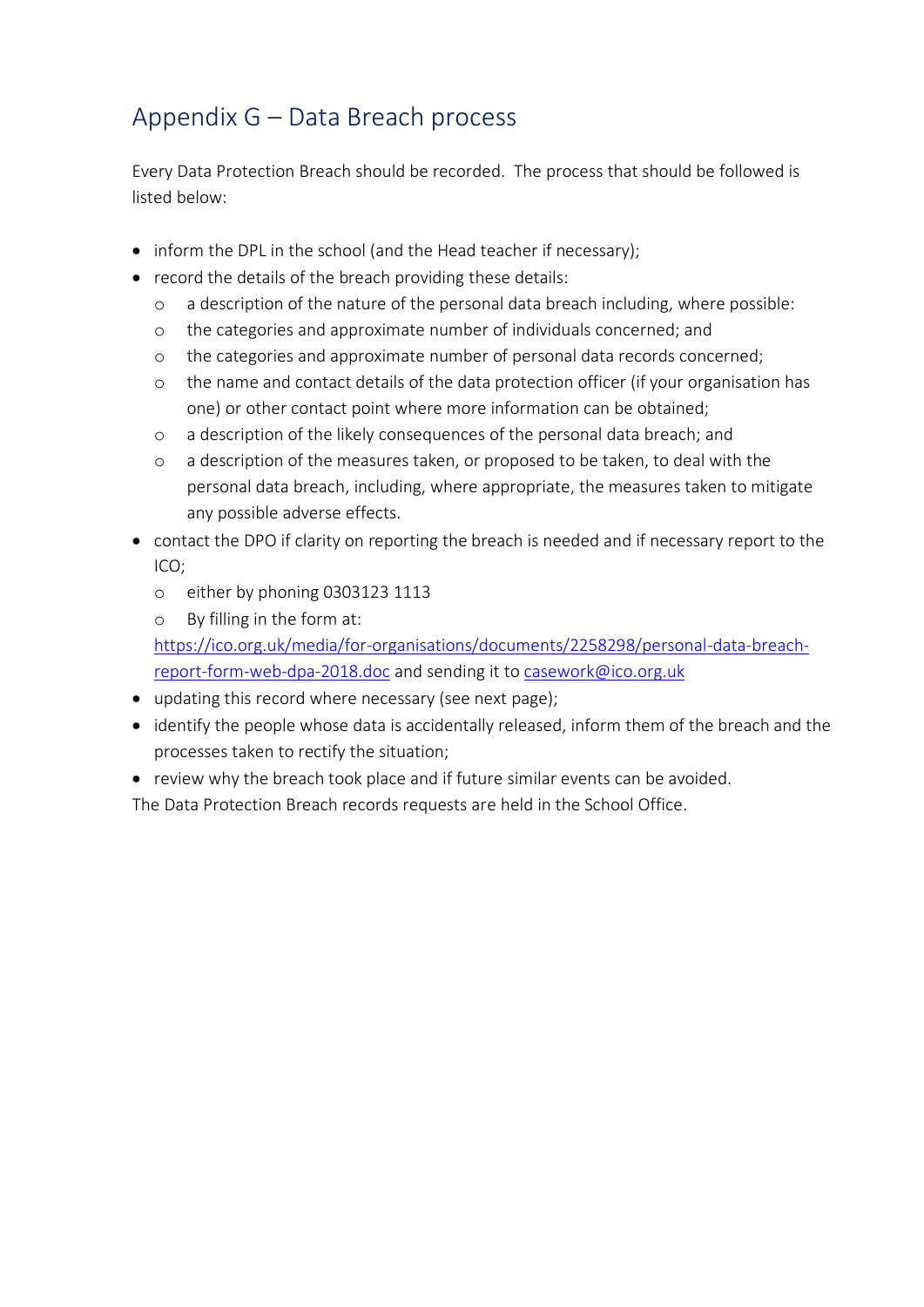# Appendix G – Data Breach process

Every Data Protection Breach should be recorded. The process that should be followed is listed below:

- inform the DPL in the school (and the Head teacher if necessary);
- record the details of the breach providing these details:
    - a description of the nature of the personal data breach including, where possible:
    - the categories and approximate number of individuals concerned; and
    - the categories and approximate number of personal data records concerned;
    - the name and contact details of the data protection officer (if your organisation has one) or other contact point where more information can be obtained;
    - a description of the likely consequences of the personal data breach; and
    - a description of the measures taken, or proposed to be taken, to deal with the personal data breach, including, where appropriate, the measures taken to mitigate any possible adverse effects.
- contact the DPO if clarity on reporting the breach is needed and if necessary report to the ICO;
    - either by phoning 0303123 1113
    - By filling in the form at:

  [https://ico.org.uk/media/for-organisations/documents/2258298/personal-data-breach-report-form-web-dpa-2018.doc](https://ico.org.uk/media/for-organisations/documents/2258298/personal-data-breach-report-form-web-dpa-2018.doc) and sending it to [casework@ico.org.uk](mailto:casework@ico.org.uk)
- updating this record where necessary (see next page);
- identify the people whose data is accidentally released, inform them of the breach and the processes taken to rectify the situation;
- review why the breach took place and if future similar events can be avoided.

The Data Protection Breach records requests are held in the School Office.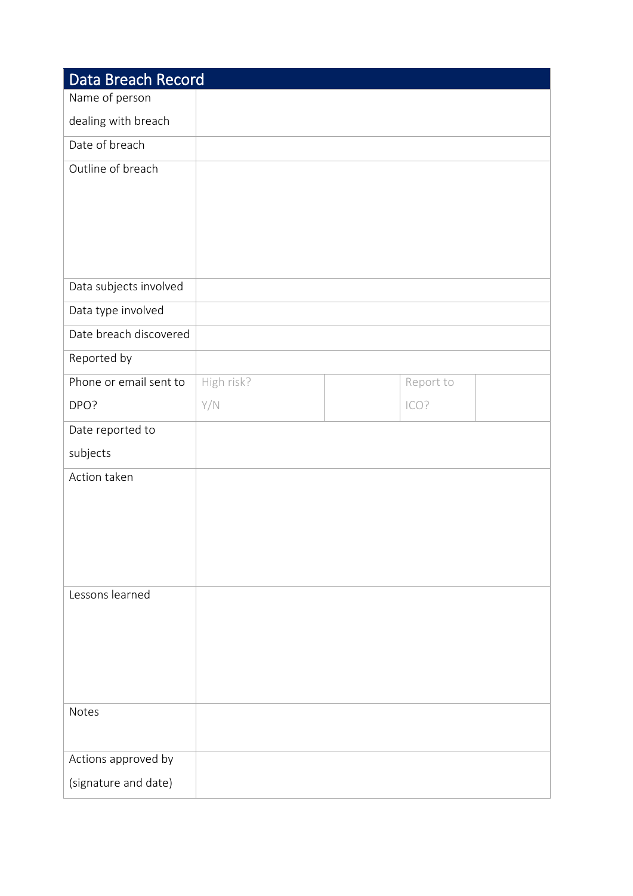| Data Breach Record | | | | |
|---|---|---|---|---|
| Name of person dealing with breach | | | | |
| Date of breach | | | | |
| Outline of breach | | | | |
| Data subjects involved | | | | |
| Data type involved | | | | |
| Date breach discovered | | | | |
| Reported by | | | | |
| Phone or email sent to DPO? | High risk? Y/N | | Report to ICO? | |
| Date reported to subjects | | | | |
| Action taken | | | | |
| Lessons learned | | | | |
| Notes | | | | |
| Actions approved by (signature and date) | | | | |